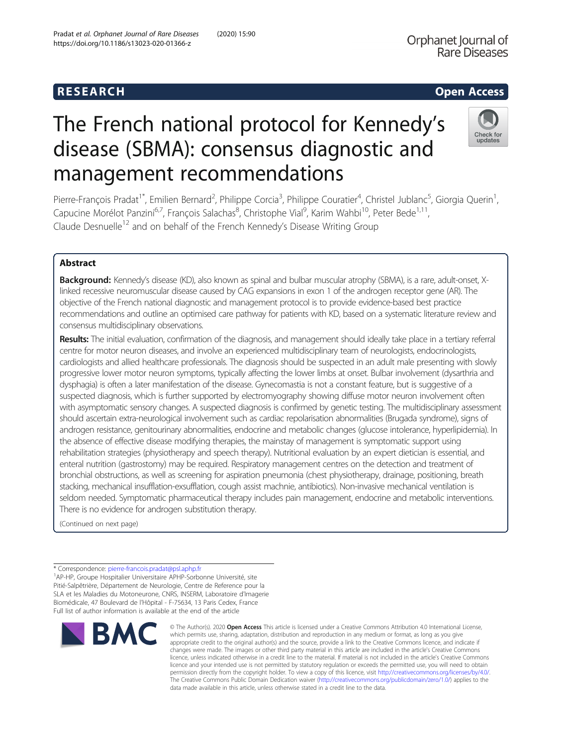RESEARCH Open Access

# The French national protocol for Kennedy's disease (SBMA): consensus diagnostic and management recommendations

Pierre-François Pradat[1*], Emilien Bernard[2], Philippe Corcia[3], Philippe Couratier[4], Christel Jublanc[5], Giorgia Querin[1], Capucine Morélot Panzini[6,7], François Salachas[8], Christophe Vial[9], Karim Wahbi[10], Peter Bede[1,11], Claude Desnuelle[12] and on behalf of the French Kennedy's Disease Writing Group

## Abstract

**Background:** Kennedy's disease (KD), also known as spinal and bulbar muscular atrophy (SBMA), is a rare, adult-onset, X-linked recessive neuromuscular disease caused by CAG expansions in exon 1 of the androgen receptor gene (AR). The objective of the French national diagnostic and management protocol is to provide evidence-based best practice recommendations and outline an optimised care pathway for patients with KD, based on a systematic literature review and consensus multidisciplinary observations.

**Results:** The initial evaluation, confirmation of the diagnosis, and management should ideally take place in a tertiary referral centre for motor neuron diseases, and involve an experienced multidisciplinary team of neurologists, endocrinologists, cardiologists and allied healthcare professionals. The diagnosis should be suspected in an adult male presenting with slowly progressive lower motor neuron symptoms, typically affecting the lower limbs at onset. Bulbar involvement (dysarthria and dysphagia) is often a later manifestation of the disease. Gynecomastia is not a constant feature, but is suggestive of a suspected diagnosis, which is further supported by electromyography showing diffuse motor neuron involvement often with asymptomatic sensory changes. A suspected diagnosis is confirmed by genetic testing. The multidisciplinary assessment should ascertain extra-neurological involvement such as cardiac repolarisation abnormalities (Brugada syndrome), signs of androgen resistance, genitourinary abnormalities, endocrine and metabolic changes (glucose intolerance, hyperlipidemia). In the absence of effective disease modifying therapies, the mainstay of management is symptomatic support using rehabilitation strategies (physiotherapy and speech therapy). Nutritional evaluation by an expert dietician is essential, and enteral nutrition (gastrostomy) may be required. Respiratory management centres on the detection and treatment of bronchial obstructions, as well as screening for aspiration pneumonia (chest physiotherapy, drainage, positioning, breath stacking, mechanical insufflation-exsufflation, cough assist machnie, antibiotics). Non-invasive mechanical ventilation is seldom needed. Symptomatic pharmaceutical therapy includes pain management, endocrine and metabolic interventions. There is no evidence for androgen substitution therapy.

(Continued on next page)

\* Correspondence: pierre-francois.pradat@psl.aphp.fr
[1]AP-HP, Groupe Hospitalier Universitaire APHP-Sorbonne Université, site Pitié-Salpêtrière, Département de Neurologie, Centre de Reference pour la SLA et les Maladies du Motoneurone, CNRS, INSERM, Laboratoire d'Imagerie Biomédicale, 47 Boulevard de l'Hôpital - F-75634, 13 Paris Cedex, France
Full list of author information is available at the end of the article

© The Author(s). 2020 **Open Access** This article is licensed under a Creative Commons Attribution 4.0 International License, which permits use, sharing, adaptation, distribution and reproduction in any medium or format, as long as you give appropriate credit to the original author(s) and the source, provide a link to the Creative Commons licence, and indicate if changes were made. The images or other third party material in this article are included in the article's Creative Commons licence, unless indicated otherwise in a credit line to the material. If material is not included in the article's Creative Commons licence and your intended use is not permitted by statutory regulation or exceeds the permitted use, you will need to obtain permission directly from the copyright holder. To view a copy of this licence, visit http://creativecommons.org/licenses/by/4.0/. The Creative Commons Public Domain Dedication waiver (http://creativecommons.org/publicdomain/zero/1.0/) applies to the data made available in this article, unless otherwise stated in a credit line to the data.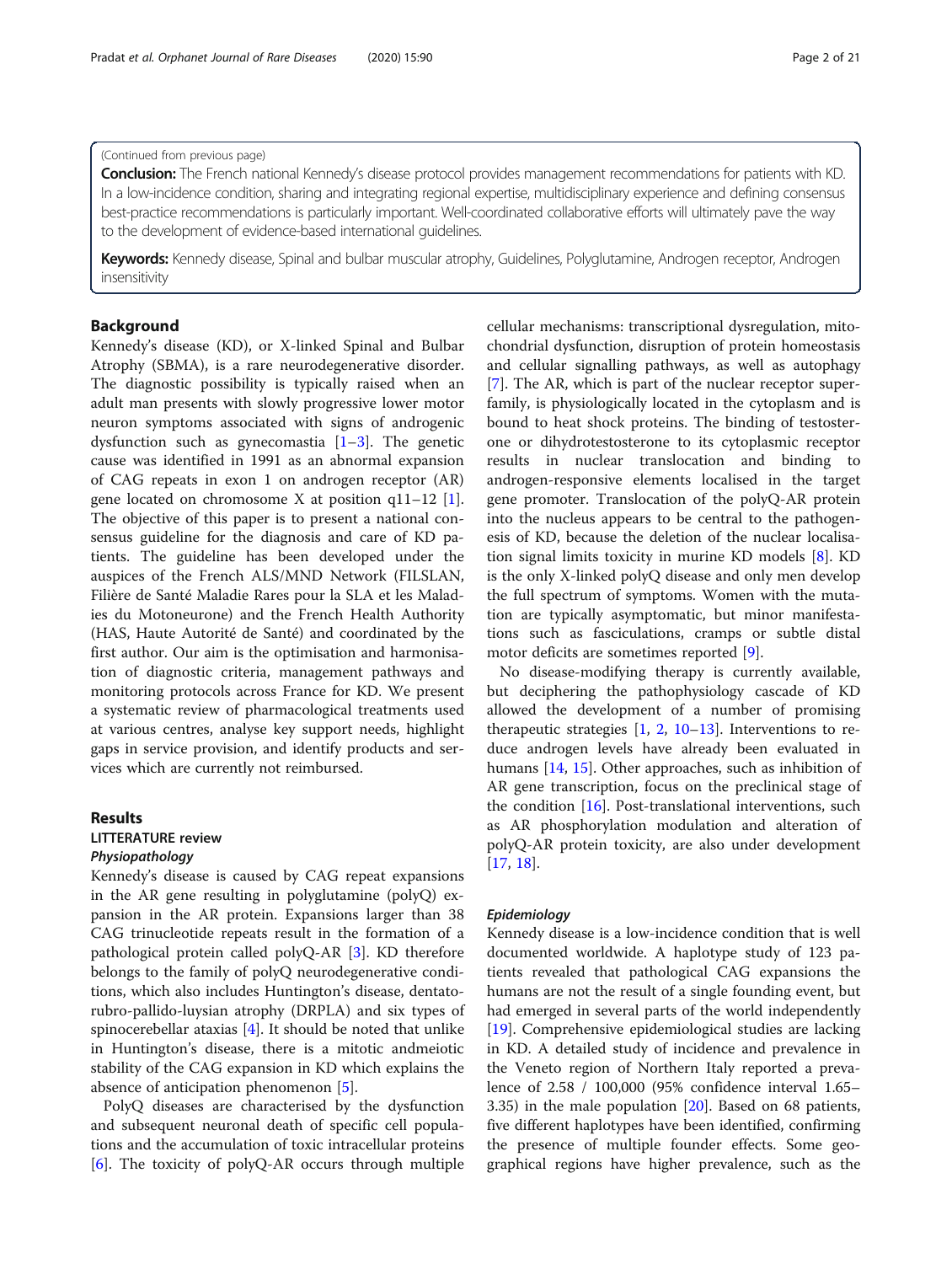(Continued from previous page)

**Conclusion:** The French national Kennedy's disease protocol provides management recommendations for patients with KD. In a low-incidence condition, sharing and integrating regional expertise, multidisciplinary experience and defining consensus best-practice recommendations is particularly important. Well-coordinated collaborative efforts will ultimately pave the way to the development of evidence-based international guidelines.

**Keywords:** Kennedy disease, Spinal and bulbar muscular atrophy, Guidelines, Polyglutamine, Androgen receptor, Androgen insensitivity

## Background

Kennedy's disease (KD), or X-linked Spinal and Bulbar Atrophy (SBMA), is a rare neurodegenerative disorder. The diagnostic possibility is typically raised when an adult man presents with slowly progressive lower motor neuron symptoms associated with signs of androgenic dysfunction such as gynecomastia [1–3]. The genetic cause was identified in 1991 as an abnormal expansion of CAG repeats in exon 1 on androgen receptor (AR) gene located on chromosome X at position q11–12 [1]. The objective of this paper is to present a national consensus guideline for the diagnosis and care of KD patients. The guideline has been developed under the auspices of the French ALS/MND Network (FILSLAN, Filière de Santé Maladie Rares pour la SLA et les Maladies du Motoneurone) and the French Health Authority (HAS, Haute Autorité de Santé) and coordinated by the first author. Our aim is the optimisation and harmonisation of diagnostic criteria, management pathways and monitoring protocols across France for KD. We present a systematic review of pharmacological treatments used at various centres, analyse key support needs, highlight gaps in service provision, and identify products and services which are currently not reimbursed.

## Results

### LITTERATURE review

#### *Physiopathology*

Kennedy's disease is caused by CAG repeat expansions in the AR gene resulting in polyglutamine (polyQ) expansion in the AR protein. Expansions larger than 38 CAG trinucleotide repeats result in the formation of a pathological protein called polyQ-AR [3]. KD therefore belongs to the family of polyQ neurodegenerative conditions, which also includes Huntington's disease, dentato-rubro-pallido-luysian atrophy (DRPLA) and six types of spinocerebellar ataxias [4]. It should be noted that unlike in Huntington's disease, there is a mitotic andmeiotic stability of the CAG expansion in KD which explains the absence of anticipation phenomenon [5].

PolyQ diseases are characterised by the dysfunction and subsequent neuronal death of specific cell populations and the accumulation of toxic intracellular proteins [6]. The toxicity of polyQ-AR occurs through multiple cellular mechanisms: transcriptional dysregulation, mitochondrial dysfunction, disruption of protein homeostasis and cellular signalling pathways, as well as autophagy [7]. The AR, which is part of the nuclear receptor superfamily, is physiologically located in the cytoplasm and is bound to heat shock proteins. The binding of testosterone or dihydrotestosterone to its cytoplasmic receptor results in nuclear translocation and binding to androgen-responsive elements localised in the target gene promoter. Translocation of the polyQ-AR protein into the nucleus appears to be central to the pathogenesis of KD, because the deletion of the nuclear localisation signal limits toxicity in murine KD models [8]. KD is the only X-linked polyQ disease and only men develop the full spectrum of symptoms. Women with the mutation are typically asymptomatic, but minor manifestations such as fasciculations, cramps or subtle distal motor deficits are sometimes reported [9].

No disease-modifying therapy is currently available, but deciphering the pathophysiology cascade of KD allowed the development of a number of promising therapeutic strategies [1, 2, 10–13]. Interventions to reduce androgen levels have already been evaluated in humans [14, 15]. Other approaches, such as inhibition of AR gene transcription, focus on the preclinical stage of the condition [16]. Post-translational interventions, such as AR phosphorylation modulation and alteration of polyQ-AR protein toxicity, are also under development [17, 18].

#### *Epidemiology*

Kennedy disease is a low-incidence condition that is well documented worldwide. A haplotype study of 123 patients revealed that pathological CAG expansions the humans are not the result of a single founding event, but had emerged in several parts of the world independently [19]. Comprehensive epidemiological studies are lacking in KD. A detailed study of incidence and prevalence in the Veneto region of Northern Italy reported a prevalence of 2.58 / 100,000 (95% confidence interval 1.65–3.35) in the male population [20]. Based on 68 patients, five different haplotypes have been identified, confirming the presence of multiple founder effects. Some geographical regions have higher prevalence, such as the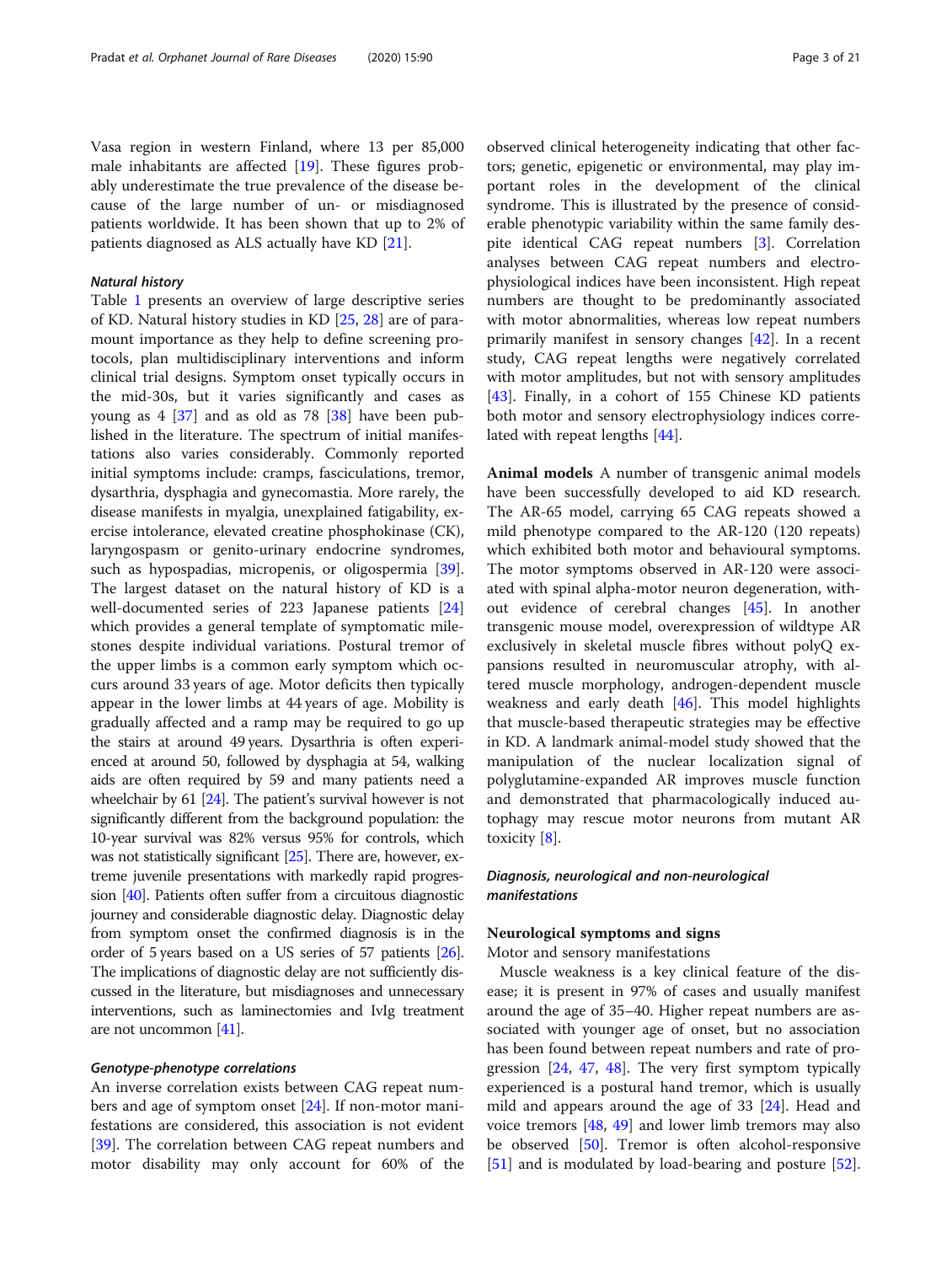Vasa region in western Finland, where 13 per 85,000 male inhabitants are affected [19]. These figures probably underestimate the true prevalence of the disease because of the large number of un- or misdiagnosed patients worldwide. It has been shown that up to 2% of patients diagnosed as ALS actually have KD [21].

### *Natural history*

Table 1 presents an overview of large descriptive series of KD. Natural history studies in KD [25, 28] are of paramount importance as they help to define screening protocols, plan multidisciplinary interventions and inform clinical trial designs. Symptom onset typically occurs in the mid-30s, but it varies significantly and cases as young as 4 [37] and as old as 78 [38] have been published in the literature. The spectrum of initial manifestations also varies considerably. Commonly reported initial symptoms include: cramps, fasciculations, tremor, dysarthria, dysphagia and gynecomastia. More rarely, the disease manifests in myalgia, unexplained fatigability, exercise intolerance, elevated creatine phosphokinase (CK), laryngospasm or genito-urinary endocrine syndromes, such as hypospadias, micropenis, or oligospermia [39]. The largest dataset on the natural history of KD is a well-documented series of 223 Japanese patients [24] which provides a general template of symptomatic milestones despite individual variations. Postural tremor of the upper limbs is a common early symptom which occurs around 33 years of age. Motor deficits then typically appear in the lower limbs at 44 years of age. Mobility is gradually affected and a ramp may be required to go up the stairs at around 49 years. Dysarthria is often experienced at around 50, followed by dysphagia at 54, walking aids are often required by 59 and many patients need a wheelchair by 61 [24]. The patient's survival however is not significantly different from the background population: the 10-year survival was 82% versus 95% for controls, which was not statistically significant [25]. There are, however, extreme juvenile presentations with markedly rapid progression [40]. Patients often suffer from a circuitous diagnostic journey and considerable diagnostic delay. Diagnostic delay from symptom onset the confirmed diagnosis is in the order of 5 years based on a US series of 57 patients [26]. The implications of diagnostic delay are not sufficiently discussed in the literature, but misdiagnoses and unnecessary interventions, such as laminectomies and IvIg treatment are not uncommon [41].

### *Genotype-phenotype correlations*

An inverse correlation exists between CAG repeat numbers and age of symptom onset [24]. If non-motor manifestations are considered, this association is not evident [39]. The correlation between CAG repeat numbers and motor disability may only account for 60% of the observed clinical heterogeneity indicating that other factors; genetic, epigenetic or environmental, may play important roles in the development of the clinical syndrome. This is illustrated by the presence of considerable phenotypic variability within the same family despite identical CAG repeat numbers [3]. Correlation analyses between CAG repeat numbers and electrophysiological indices have been inconsistent. High repeat numbers are thought to be predominantly associated with motor abnormalities, whereas low repeat numbers primarily manifest in sensory changes [42]. In a recent study, CAG repeat lengths were negatively correlated with motor amplitudes, but not with sensory amplitudes [43]. Finally, in a cohort of 155 Chinese KD patients both motor and sensory electrophysiology indices correlated with repeat lengths [44].

**Animal models** A number of transgenic animal models have been successfully developed to aid KD research. The AR-65 model, carrying 65 CAG repeats showed a mild phenotype compared to the AR-120 (120 repeats) which exhibited both motor and behavioural symptoms. The motor symptoms observed in AR-120 were associated with spinal alpha-motor neuron degeneration, without evidence of cerebral changes [45]. In another transgenic mouse model, overexpression of wildtype AR exclusively in skeletal muscle fibres without polyQ expansions resulted in neuromuscular atrophy, with altered muscle morphology, androgen-dependent muscle weakness and early death [46]. This model highlights that muscle-based therapeutic strategies may be effective in KD. A landmark animal-model study showed that the manipulation of the nuclear localization signal of polyglutamine-expanded AR improves muscle function and demonstrated that pharmacologically induced autophagy may rescue motor neurons from mutant AR toxicity [8].

## *Diagnosis, neurological and non-neurological manifestations*

### Neurological symptoms and signs

Motor and sensory manifestations

Muscle weakness is a key clinical feature of the disease; it is present in 97% of cases and usually manifest around the age of 35–40. Higher repeat numbers are associated with younger age of onset, but no association has been found between repeat numbers and rate of progression [24, 47, 48]. The very first symptom typically experienced is a postural hand tremor, which is usually mild and appears around the age of 33 [24]. Head and voice tremors [48, 49] and lower limb tremors may also be observed [50]. Tremor is often alcohol-responsive [51] and is modulated by load-bearing and posture [52].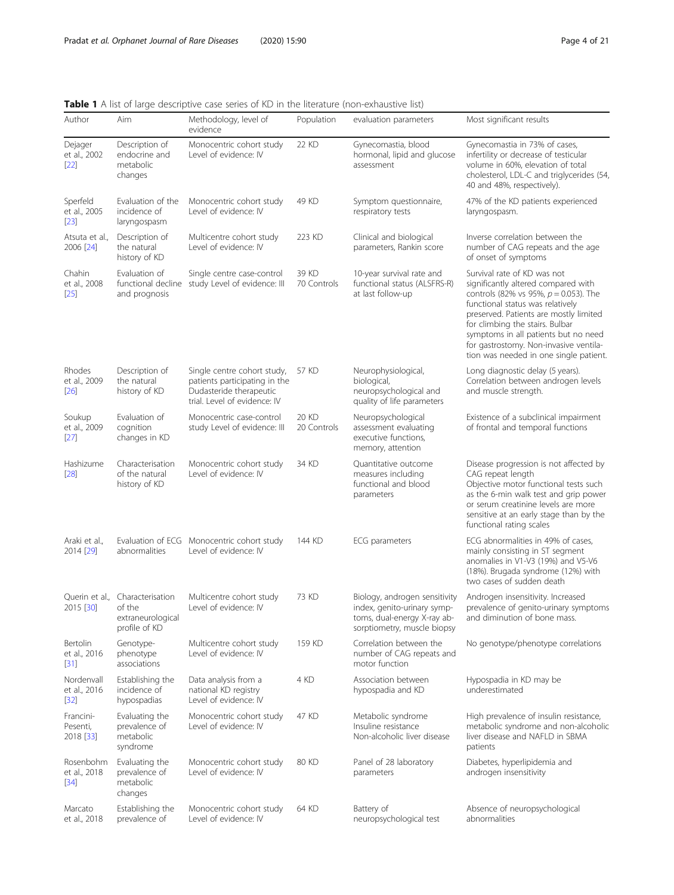**Table 1** A list of large descriptive case series of KD in the literature (non-exhaustive list)

| Author | Aim | Methodology, level of evidence | Population | evaluation parameters | Most significant results |
|---|---|---|---|---|---|
| Dejager et al., 2002 [22] | Description of endocrine and metabolic changes | Monocentric cohort study Level of evidence: IV | 22 KD | Gynecomastia, blood hormonal, lipid and glucose assessment | Gynecomastia in 73% of cases, infertility or decrease of testicular volume in 60%, elevation of total cholesterol, LDL-C and triglycerides (54, 40 and 48%, respectively). |
| Sperfeld et al., 2005 [23] | Evaluation of the incidence of laryngospasm | Monocentric cohort study Level of evidence: IV | 49 KD | Symptom questionnaire, respiratory tests | 47% of the KD patients experienced laryngospasm. |
| Atsuta et al., 2006 [24] | Description of the natural history of KD | Multicentre cohort study Level of evidence: IV | 223 KD | Clinical and biological parameters, Rankin score | Inverse correlation between the number of CAG repeats and the age of onset of symptoms |
| Chahin et al., 2008 [25] | Evaluation of functional decline and prognosis | Single centre case-control study Level of evidence: III | 39 KD 70 Controls | 10-year survival rate and functional status (ALSFRS-R) at last follow-up | Survival rate of KD was not significantly altered compared with controls (82% vs 95%, $p = 0.053$). The functional status was relatively preserved. Patients are mostly limited for climbing the stairs. Bulbar symptoms in all patients but no need for gastrostomy. Non-invasive ventilation was needed in one single patient. |
| Rhodes et al., 2009 [26] | Description of the natural history of KD | Single centre cohort study, patients participating in the Dudasteride therapeutic trial. Level of evidence: IV | 57 KD | Neurophysiological, biological, neuropsychological and quality of life parameters | Long diagnostic delay (5 years). Correlation between androgen levels and muscle strength. |
| Soukup et al., 2009 [27] | Evaluation of cognition changes in KD | Monocentric case-control study Level of evidence: III | 20 KD 20 Controls | Neuropsychological assessment evaluating executive functions, memory, attention | Existence of a subclinical impairment of frontal and temporal functions |
| Hashizume [28] | Characterisation of the natural history of KD | Monocentric cohort study Level of evidence: IV | 34 KD | Quantitative outcome measures including functional and blood parameters | Disease progression is not affected by CAG repeat length<br>Objective motor functional tests such as the 6-min walk test and grip power or serum creatinine levels are more sensitive at an early stage than by the functional rating scales |
| Araki et al., 2014 [29] | Evaluation of ECG abnormalities | Monocentric cohort study Level of evidence: IV | 144 KD | ECG parameters | ECG abnormalities in 49% of cases, mainly consisting in ST segment anomalies in V1-V3 (19%) and V5-V6 (18%). Brugada syndrome (12%) with two cases of sudden death |
| Querin et al., 2015 [30] | Characterisation of the extraneurological profile of KD | Multicentre cohort study Level of evidence: IV | 73 KD | Biology, androgen sensitivity index, genito-urinary symptoms, dual-energy X-ray absorptiometry, muscle biopsy | Androgen insensitivity. Increased prevalence of genito-urinary symptoms and diminution of bone mass. |
| Bertolin et al., 2016 [31] | Genotype-phenotype associations | Multicentre cohort study Level of evidence: IV | 159 KD | Correlation between the number of CAG repeats and motor function | No genotype/phenotype correlations |
| Nordenvall et al., 2016 [32] | Establishing the incidence of hypospadias | Data analysis from a national KD registry Level of evidence: IV | 4 KD | Association between hypospadia and KD | Hypospadia in KD may be underestimated |
| Francini-Pesenti, 2018 [33] | Evaluating the prevalence of metabolic syndrome | Monocentric cohort study Level of evidence: IV | 47 KD | Metabolic syndrome Insuline resistance Non-alcoholic liver disease | High prevalence of insulin resistance, metabolic syndrome and non-alcoholic liver disease and NAFLD in SBMA patients |
| Rosenbohm et al., 2018 [34] | Evaluating the prevalence of metabolic changes | Monocentric cohort study Level of evidence: IV | 80 KD | Panel of 28 laboratory parameters | Diabetes, hyperlipidemia and androgen insensitivity |
| Marcato et al., 2018 | Establishing the prevalence of | Monocentric cohort study Level of evidence: IV | 64 KD | Battery of neuropsychological test | Absence of neuropsychological abnormalities |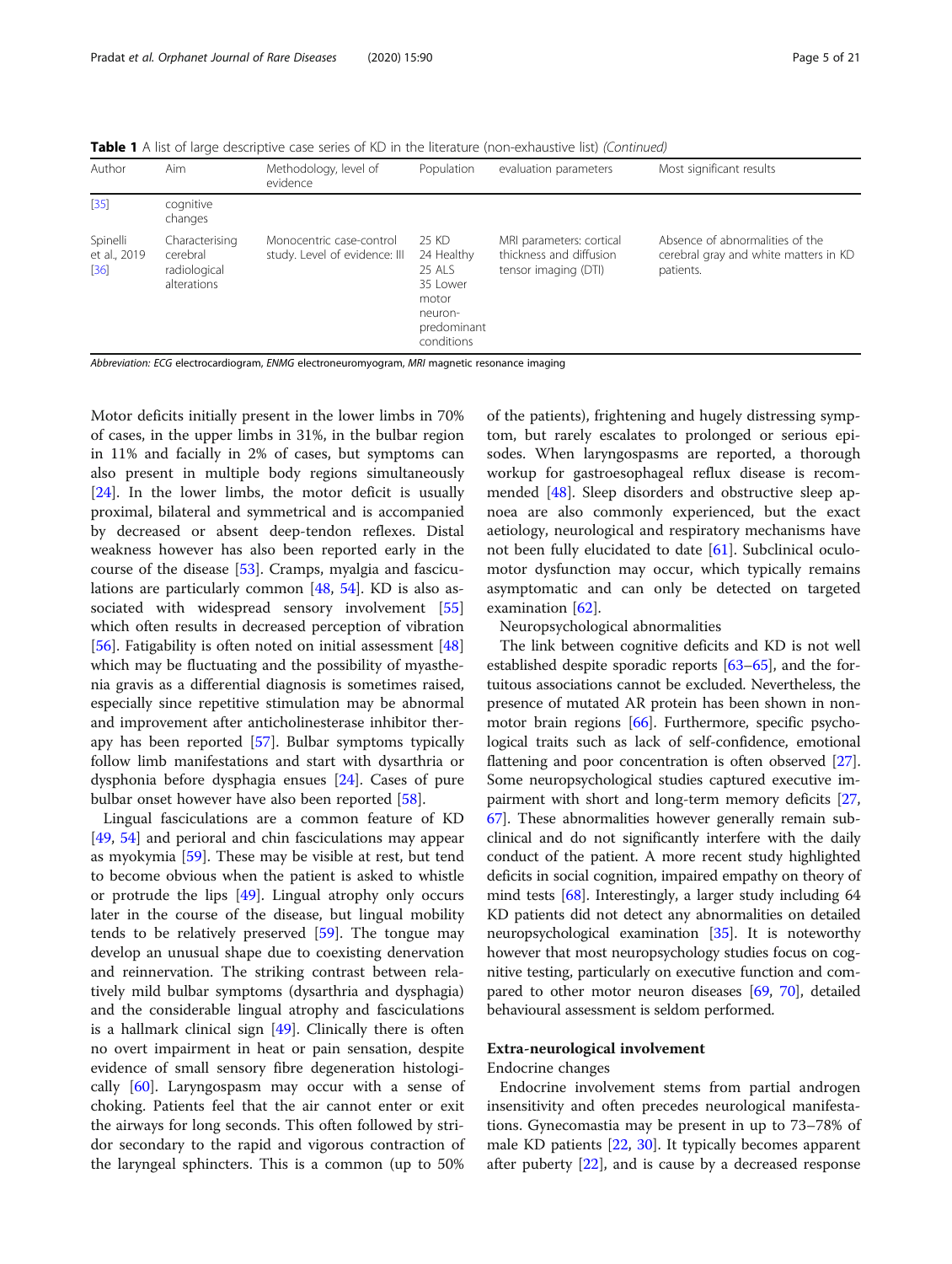**Table 1** A list of large descriptive case series of KD in the literature (non-exhaustive list) *(Continued)*

| Author | Aim | Methodology, level of evidence | Population | evaluation parameters | Most significant results |
|---|---|---|---|---|---|
| [35] | cognitive changes | | | | |
| Spinelli et al., 2019 [36] | Characterising cerebral radiological alterations | Monocentric case-control study. Level of evidence: III | 25 KD 24 Healthy 25 ALS 35 Lower motor neuron-predominant conditions | MRI parameters: cortical thickness and diffusion tensor imaging (DTI) | Absence of abnormalities of the cerebral gray and white matters in KD patients. |

*Abbreviation: ECG electrocardiogram, ENMG electroneuromyogram, MRI magnetic resonance imaging*

Motor deficits initially present in the lower limbs in 70% of cases, in the upper limbs in 31%, in the bulbar region in 11% and facially in 2% of cases, but symptoms can also present in multiple body regions simultaneously [24]. In the lower limbs, the motor deficit is usually proximal, bilateral and symmetrical and is accompanied by decreased or absent deep-tendon reflexes. Distal weakness however has also been reported early in the course of the disease [53]. Cramps, myalgia and fasciculations are particularly common [48, 54]. KD is also associated with widespread sensory involvement [55] which often results in decreased perception of vibration [56]. Fatigability is often noted on initial assessment [48] which may be fluctuating and the possibility of myasthenia gravis as a differential diagnosis is sometimes raised, especially since repetitive stimulation may be abnormal and improvement after anticholinesterase inhibitor therapy has been reported [57]. Bulbar symptoms typically follow limb manifestations and start with dysarthria or dysphonia before dysphagia ensues [24]. Cases of pure bulbar onset however have also been reported [58].

Lingual fasciculations are a common feature of KD [49, 54] and perioral and chin fasciculations may appear as myokymia [59]. These may be visible at rest, but tend to become obvious when the patient is asked to whistle or protrude the lips [49]. Lingual atrophy only occurs later in the course of the disease, but lingual mobility tends to be relatively preserved [59]. The tongue may develop an unusual shape due to coexisting denervation and reinnervation. The striking contrast between relatively mild bulbar symptoms (dysarthria and dysphagia) and the considerable lingual atrophy and fasciculations is a hallmark clinical sign [49]. Clinically there is often no overt impairment in heat or pain sensation, despite evidence of small sensory fibre degeneration histologically [60]. Laryngospasm may occur with a sense of choking. Patients feel that the air cannot enter or exit the airways for long seconds. This often followed by stridor secondary to the rapid and vigorous contraction of the laryngeal sphincters. This is a common (up to 50% of the patients), frightening and hugely distressing symptom, but rarely escalates to prolonged or serious episodes. When laryngospasms are reported, a thorough workup for gastroesophageal reflux disease is recommended [48]. Sleep disorders and obstructive sleep apnoea are also commonly experienced, but the exact aetiology, neurological and respiratory mechanisms have not been fully elucidated to date [61]. Subclinical oculomotor dysfunction may occur, which typically remains asymptomatic and can only be detected on targeted examination [62].

Neuropsychological abnormalities

The link between cognitive deficits and KD is not well established despite sporadic reports [63–65], and the fortuitous associations cannot be excluded. Nevertheless, the presence of mutated AR protein has been shown in non-motor brain regions [66]. Furthermore, specific psychological traits such as lack of self-confidence, emotional flattening and poor concentration is often observed [27]. Some neuropsychological studies captured executive impairment with short and long-term memory deficits [27, 67]. These abnormalities however generally remain subclinical and do not significantly interfere with the daily conduct of the patient. A more recent study highlighted deficits in social cognition, impaired empathy on theory of mind tests [68]. Interestingly, a larger study including 64 KD patients did not detect any abnormalities on detailed neuropsychological examination [35]. It is noteworthy however that most neuropsychology studies focus on cognitive testing, particularly on executive function and compared to other motor neuron diseases [69, 70], detailed behavioural assessment is seldom performed.

## Extra-neurological involvement

Endocrine changes

Endocrine involvement stems from partial androgen insensitivity and often precedes neurological manifestations. Gynecomastia may be present in up to 73–78% of male KD patients [22, 30]. It typically becomes apparent after puberty [22], and is cause by a decreased response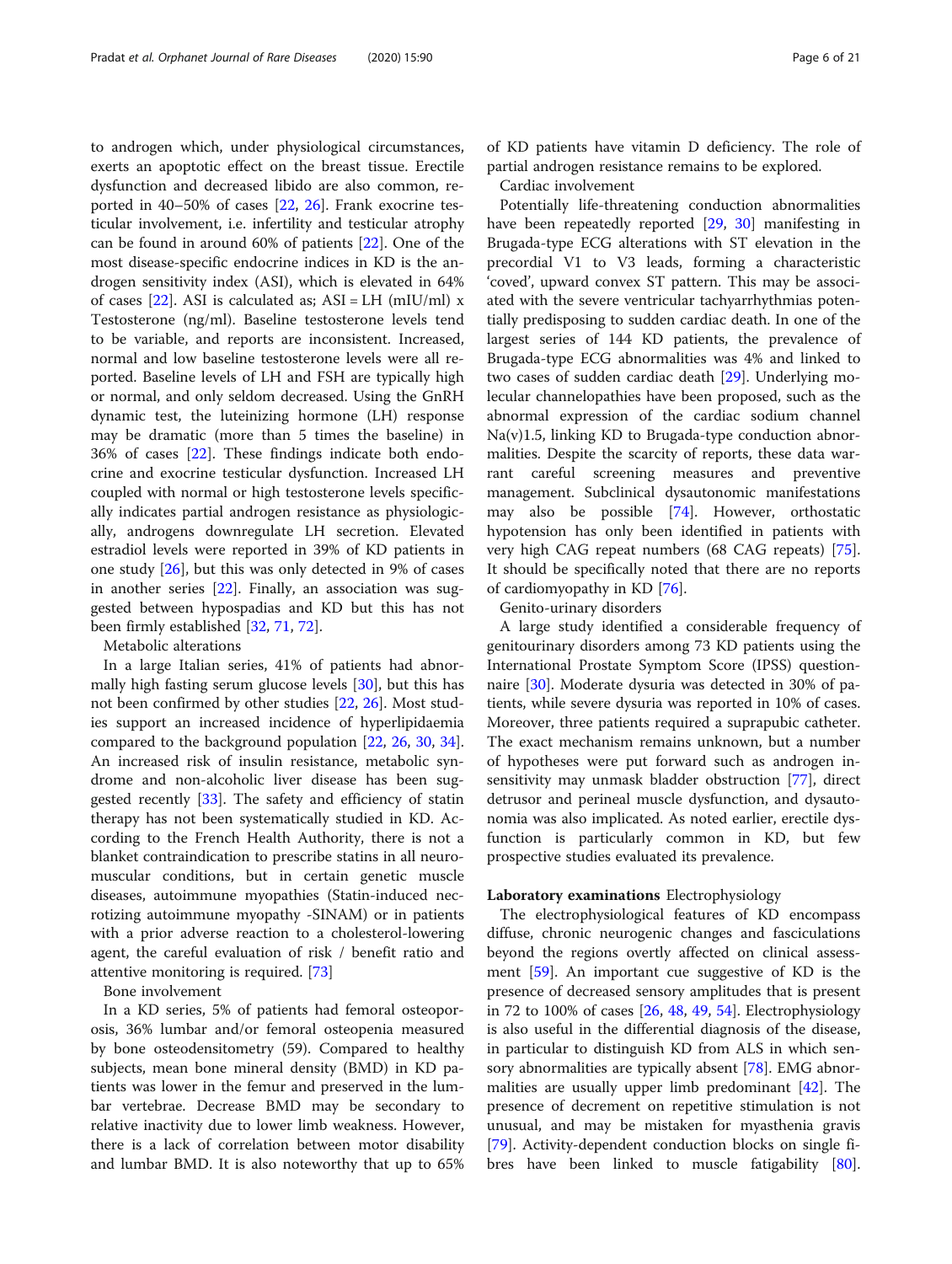to androgen which, under physiological circumstances, exerts an apoptotic effect on the breast tissue. Erectile dysfunction and decreased libido are also common, reported in 40–50% of cases [22, 26]. Frank exocrine testicular involvement, i.e. infertility and testicular atrophy can be found in around 60% of patients [22]. One of the most disease-specific endocrine indices in KD is the androgen sensitivity index (ASI), which is elevated in 64% of cases [22]. ASI is calculated as; ASI = LH (mIU/ml) x Testosterone (ng/ml). Baseline testosterone levels tend to be variable, and reports are inconsistent. Increased, normal and low baseline testosterone levels were all reported. Baseline levels of LH and FSH are typically high or normal, and only seldom decreased. Using the GnRH dynamic test, the luteinizing hormone (LH) response may be dramatic (more than 5 times the baseline) in 36% of cases [22]. These findings indicate both endocrine and exocrine testicular dysfunction. Increased LH coupled with normal or high testosterone levels specifically indicates partial androgen resistance as physiologically, androgens downregulate LH secretion. Elevated estradiol levels were reported in 39% of KD patients in one study [26], but this was only detected in 9% of cases in another series [22]. Finally, an association was suggested between hypospadias and KD but this has not been firmly established [32, 71, 72].

Metabolic alterations

In a large Italian series, 41% of patients had abnormally high fasting serum glucose levels [30], but this has not been confirmed by other studies [22, 26]. Most studies support an increased incidence of hyperlipidaemia compared to the background population [22, 26, 30, 34]. An increased risk of insulin resistance, metabolic syndrome and non-alcoholic liver disease has been suggested recently [33]. The safety and efficiency of statin therapy has not been systematically studied in KD. According to the French Health Authority, there is not a blanket contraindication to prescribe statins in all neuromuscular conditions, but in certain genetic muscle diseases, autoimmune myopathies (Statin-induced necrotizing autoimmune myopathy -SINAM) or in patients with a prior adverse reaction to a cholesterol-lowering agent, the careful evaluation of risk / benefit ratio and attentive monitoring is required. [73]

Bone involvement

In a KD series, 5% of patients had femoral osteoporosis, 36% lumbar and/or femoral osteopenia measured by bone osteodensitometry (59). Compared to healthy subjects, mean bone mineral density (BMD) in KD patients was lower in the femur and preserved in the lumbar vertebrae. Decrease BMD may be secondary to relative inactivity due to lower limb weakness. However, there is a lack of correlation between motor disability and lumbar BMD. It is also noteworthy that up to 65% of KD patients have vitamin D deficiency. The role of partial androgen resistance remains to be explored.

Cardiac involvement

Potentially life-threatening conduction abnormalities have been repeatedly reported [29, 30] manifesting in Brugada-type ECG alterations with ST elevation in the precordial V1 to V3 leads, forming a characteristic 'coved', upward convex ST pattern. This may be associated with the severe ventricular tachyarrhythmias potentially predisposing to sudden cardiac death. In one of the largest series of 144 KD patients, the prevalence of Brugada-type ECG abnormalities was 4% and linked to two cases of sudden cardiac death [29]. Underlying molecular channelopathies have been proposed, such as the abnormal expression of the cardiac sodium channel Na(v)1.5, linking KD to Brugada-type conduction abnormalities. Despite the scarcity of reports, these data warrant careful screening measures and preventive management. Subclinical dysautonomic manifestations may also be possible [74]. However, orthostatic hypotension has only been identified in patients with very high CAG repeat numbers (68 CAG repeats) [75]. It should be specifically noted that there are no reports of cardiomyopathy in KD [76].

Genito-urinary disorders

A large study identified a considerable frequency of genitourinary disorders among 73 KD patients using the International Prostate Symptom Score (IPSS) questionnaire [30]. Moderate dysuria was detected in 30% of patients, while severe dysuria was reported in 10% of cases. Moreover, three patients required a suprapubic catheter. The exact mechanism remains unknown, but a number of hypotheses were put forward such as androgen insensitivity may unmask bladder obstruction [77], direct detrusor and perineal muscle dysfunction, and dysautonomia was also implicated. As noted earlier, erectile dysfunction is particularly common in KD, but few prospective studies evaluated its prevalence.

**Laboratory examinations** Electrophysiology

The electrophysiological features of KD encompass diffuse, chronic neurogenic changes and fasciculations beyond the regions overtly affected on clinical assessment [59]. An important cue suggestive of KD is the presence of decreased sensory amplitudes that is present in 72 to 100% of cases [26, 48, 49, 54]. Electrophysiology is also useful in the differential diagnosis of the disease, in particular to distinguish KD from ALS in which sensory abnormalities are typically absent [78]. EMG abnormalities are usually upper limb predominant [42]. The presence of decrement on repetitive stimulation is not unusual, and may be mistaken for myasthenia gravis [79]. Activity-dependent conduction blocks on single fibres have been linked to muscle fatigability [80].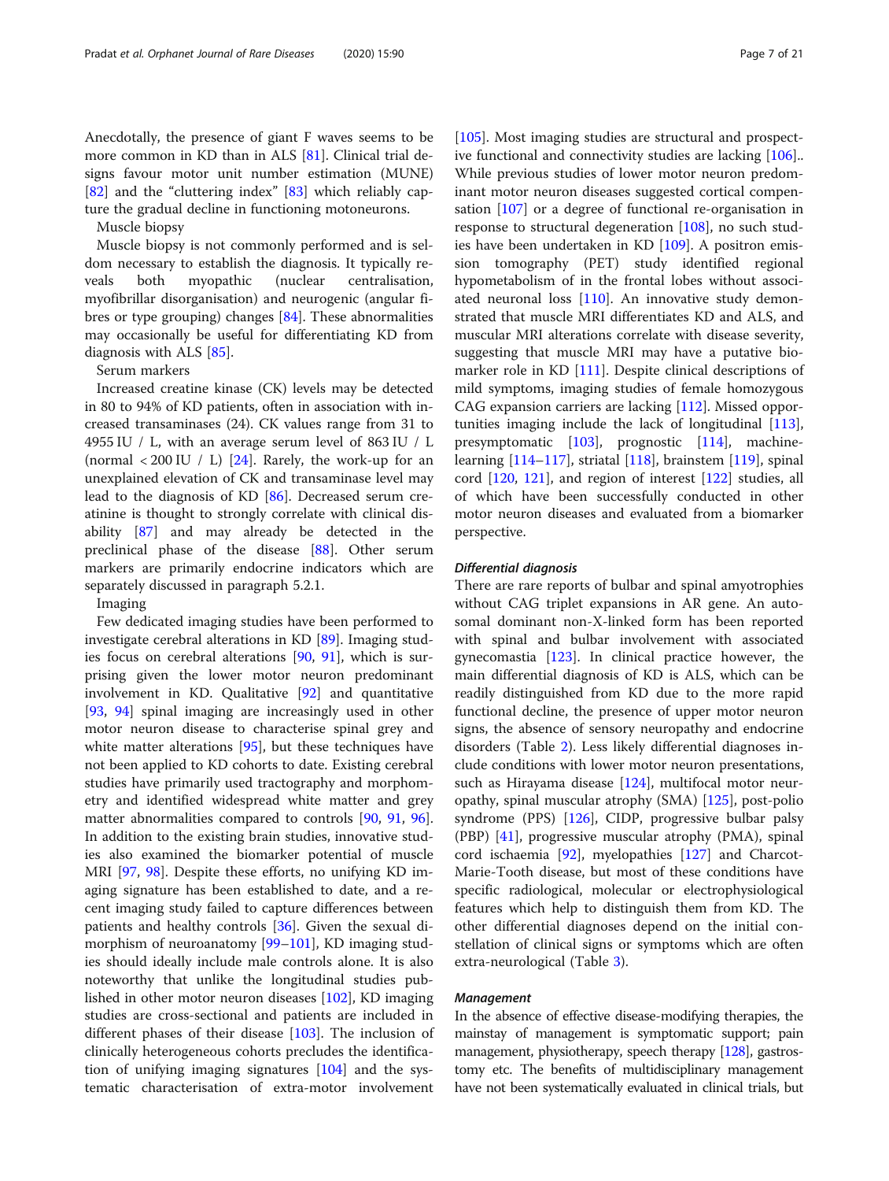Anecdotally, the presence of giant F waves seems to be more common in KD than in ALS [81]. Clinical trial designs favour motor unit number estimation (MUNE) [82] and the "cluttering index" [83] which reliably capture the gradual decline in functioning motoneurons.

Muscle biopsy

Muscle biopsy is not commonly performed and is seldom necessary to establish the diagnosis. It typically reveals both myopathic (nuclear centralisation, myofibrillar disorganisation) and neurogenic (angular fibres or type grouping) changes [84]. These abnormalities may occasionally be useful for differentiating KD from diagnosis with ALS [85].

Serum markers

Increased creatine kinase (CK) levels may be detected in 80 to 94% of KD patients, often in association with increased transaminases (24). CK values range from 31 to 4955 IU / L, with an average serum level of 863 IU / L (normal < 200 IU / L) [24]. Rarely, the work-up for an unexplained elevation of CK and transaminase level may lead to the diagnosis of KD [86]. Decreased serum creatinine is thought to strongly correlate with clinical disability [87] and may already be detected in the preclinical phase of the disease [88]. Other serum markers are primarily endocrine indicators which are separately discussed in paragraph 5.2.1.

Imaging

Few dedicated imaging studies have been performed to investigate cerebral alterations in KD [89]. Imaging studies focus on cerebral alterations [90, 91], which is surprising given the lower motor neuron predominant involvement in KD. Qualitative [92] and quantitative [93, 94] spinal imaging are increasingly used in other motor neuron disease to characterise spinal grey and white matter alterations [95], but these techniques have not been applied to KD cohorts to date. Existing cerebral studies have primarily used tractography and morphometry and identified widespread white matter and grey matter abnormalities compared to controls [90, 91, 96]. In addition to the existing brain studies, innovative studies also examined the biomarker potential of muscle MRI [97, 98]. Despite these efforts, no unifying KD imaging signature has been established to date, and a recent imaging study failed to capture differences between patients and healthy controls [36]. Given the sexual dimorphism of neuroanatomy [99–101], KD imaging studies should ideally include male controls alone. It is also noteworthy that unlike the longitudinal studies published in other motor neuron diseases [102], KD imaging studies are cross-sectional and patients are included in different phases of their disease [103]. The inclusion of clinically heterogeneous cohorts precludes the identification of unifying imaging signatures [104] and the systematic characterisation of extra-motor involvement [105]. Most imaging studies are structural and prospective functional and connectivity studies are lacking [106].. While previous studies of lower motor neuron predominant motor neuron diseases suggested cortical compensation [107] or a degree of functional re-organisation in response to structural degeneration [108], no such studies have been undertaken in KD [109]. A positron emission tomography (PET) study identified regional hypometabolism of in the frontal lobes without associated neuronal loss [110]. An innovative study demonstrated that muscle MRI differentiates KD and ALS, and muscular MRI alterations correlate with disease severity, suggesting that muscle MRI may have a putative biomarker role in KD [111]. Despite clinical descriptions of mild symptoms, imaging studies of female homozygous CAG expansion carriers are lacking [112]. Missed opportunities imaging include the lack of longitudinal [113], presymptomatic [103], prognostic [114], machine-learning [114–117], striatal [118], brainstem [119], spinal cord [120, 121], and region of interest [122] studies, all of which have been successfully conducted in other motor neuron diseases and evaluated from a biomarker perspective.

#### *Differential diagnosis*

There are rare reports of bulbar and spinal amyotrophies without CAG triplet expansions in AR gene. An autosomal dominant non-X-linked form has been reported with spinal and bulbar involvement with associated gynecomastia [123]. In clinical practice however, the main differential diagnosis of KD is ALS, which can be readily distinguished from KD due to the more rapid functional decline, the presence of upper motor neuron signs, the absence of sensory neuropathy and endocrine disorders (Table 2). Less likely differential diagnoses include conditions with lower motor neuron presentations, such as Hirayama disease [124], multifocal motor neuropathy, spinal muscular atrophy (SMA) [125], post-polio syndrome (PPS) [126], CIDP, progressive bulbar palsy (PBP) [41], progressive muscular atrophy (PMA), spinal cord ischaemia [92], myelopathies [127] and Charcot-Marie-Tooth disease, but most of these conditions have specific radiological, molecular or electrophysiological features which help to distinguish them from KD. The other differential diagnoses depend on the initial constellation of clinical signs or symptoms which are often extra-neurological (Table 3).

#### *Management*

In the absence of effective disease-modifying therapies, the mainstay of management is symptomatic support; pain management, physiotherapy, speech therapy [128], gastrostomy etc. The benefits of multidisciplinary management have not been systematically evaluated in clinical trials, but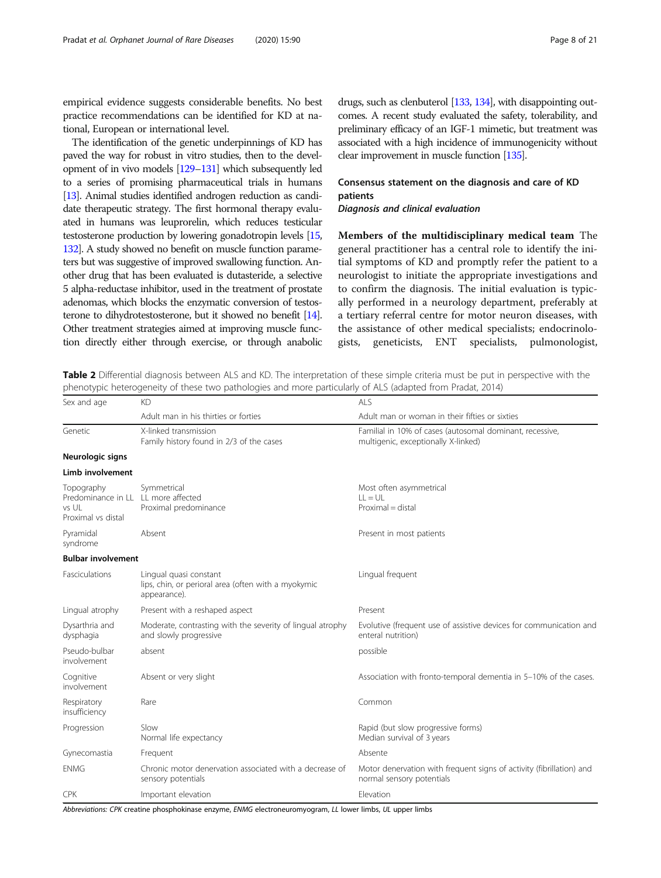empirical evidence suggests considerable benefits. No best practice recommendations can be identified for KD at national, European or international level.

The identification of the genetic underpinnings of KD has paved the way for robust in vitro studies, then to the development of in vivo models [129–131] which subsequently led to a series of promising pharmaceutical trials in humans [13]. Animal studies identified androgen reduction as candidate therapeutic strategy. The first hormonal therapy evaluated in humans was leuprorelin, which reduces testicular testosterone production by lowering gonadotropin levels [15, 132]. A study showed no benefit on muscle function parameters but was suggestive of improved swallowing function. Another drug that has been evaluated is dutasteride, a selective 5 alpha-reductase inhibitor, used in the treatment of prostate adenomas, which blocks the enzymatic conversion of testosterone to dihydrotestosterone, but it showed no benefit [14]. Other treatment strategies aimed at improving muscle function directly either through exercise, or through anabolic drugs, such as clenbuterol [133, 134], with disappointing outcomes. A recent study evaluated the safety, tolerability, and preliminary efficacy of an IGF-1 mimetic, but treatment was associated with a high incidence of immunogenicity without clear improvement in muscle function [135].

## Consensus statement on the diagnosis and care of KD patients

### *Diagnosis and clinical evaluation*

**Members of the multidisciplinary medical team** The general practitioner has a central role to identify the initial symptoms of KD and promptly refer the patient to a neurologist to initiate the appropriate investigations and to confirm the diagnosis. The initial evaluation is typically performed in a neurology department, preferably at a tertiary referral centre for motor neuron diseases, with the assistance of other medical specialists; endocrinologists, geneticists, ENT specialists, pulmonologist,

**Table 2** Differential diagnosis between ALS and KD. The interpretation of these simple criteria must be put in perspective with the phenotypic heterogeneity of these two pathologies and more particularly of ALS (adapted from Pradat, 2014)

| Sex and age | KD | ALS |
|---|---|---|
| | Adult man in his thirties or forties | Adult man or woman in their fifties or sixties |
| Genetic | X-linked transmission<br>Family history found in 2/3 of the cases | Familial in 10% of cases (autosomal dominant, recessive, multigenic, exceptionally X-linked) |
| **Neurologic signs** | | |
| **Limb involvement** | | |
| Topography<br>Predominance in LL vs UL<br>Proximal vs distal | Symmetrical<br>LL more affected<br>Proximal predominance | Most often asymmetrical<br>LL = UL<br>Proximal = distal |
| Pyramidal syndrome | Absent | Present in most patients |
| **Bulbar involvement** | | |
| Fasciculations | Lingual quasi constant<br>lips, chin, or perioral area (often with a myokymic appearance). | Lingual frequent |
| Lingual atrophy | Present with a reshaped aspect | Present |
| Dysarthria and dysphagia | Moderate, contrasting with the severity of lingual atrophy and slowly progressive | Evolutive (frequent use of assistive devices for communication and enteral nutrition) |
| Pseudo-bulbar involvement | absent | possible |
| Cognitive involvement | Absent or very slight | Association with fronto-temporal dementia in 5–10% of the cases. |
| Respiratory insufficiency | Rare | Common |
| Progression | Slow<br>Normal life expectancy | Rapid (but slow progressive forms)<br>Median survival of 3 years |
| Gynecomastia | Frequent | Absente |
| ENMG | Chronic motor denervation associated with a decrease of sensory potentials | Motor denervation with frequent signs of activity (fibrillation) and normal sensory potentials |
| CPK | Important elevation | Elevation |

*Abbreviations: CPK* creatine phosphokinase enzyme, *ENMG* electroneuromyogram, *LL* lower limbs, *UL* upper limbs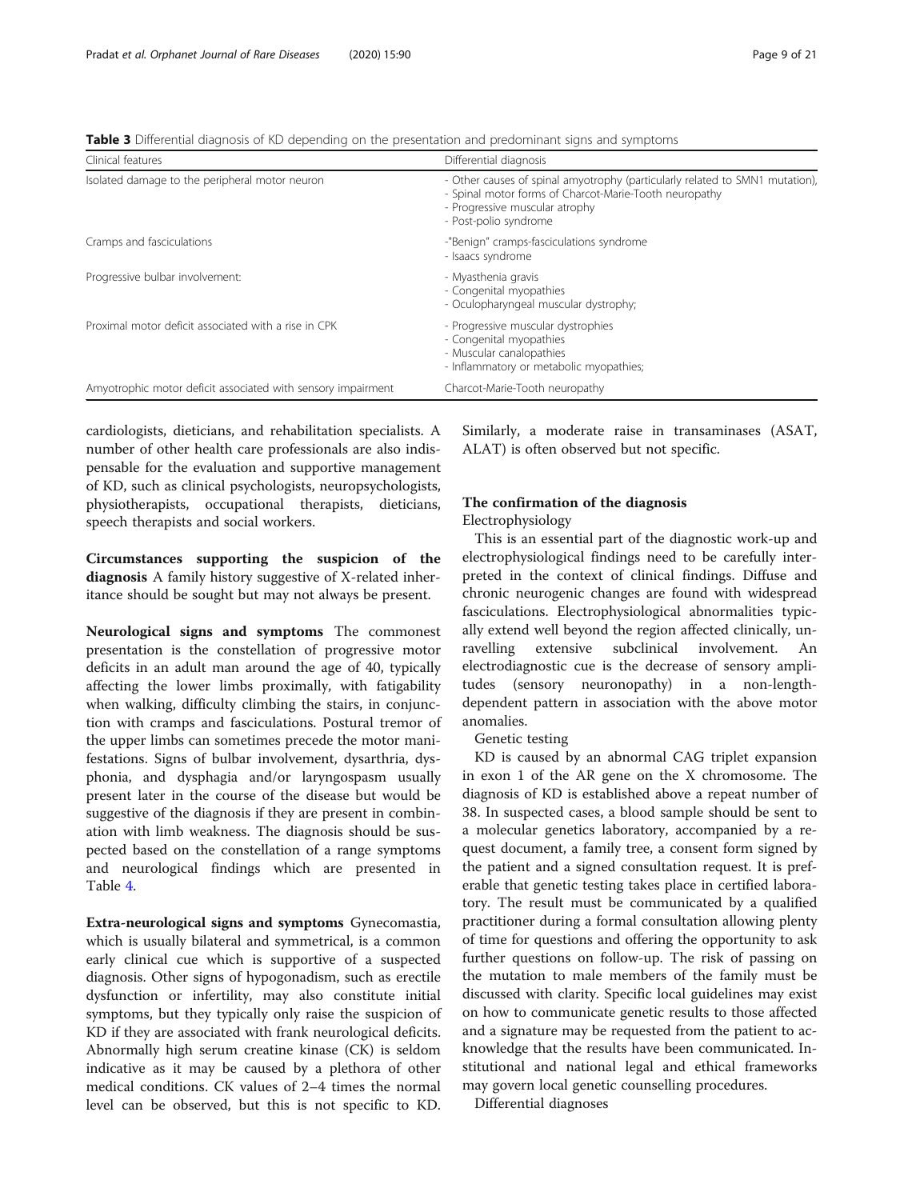**Table 3** Differential diagnosis of KD depending on the presentation and predominant signs and symptoms

| Clinical features | Differential diagnosis |
|---|---|
| Isolated damage to the peripheral motor neuron | - Other causes of spinal amyotrophy (particularly related to SMN1 mutation),<br>- Spinal motor forms of Charcot-Marie-Tooth neuropathy<br>- Progressive muscular atrophy<br>- Post-polio syndrome |
| Cramps and fasciculations | -"Benign" cramps-fasciculations syndrome<br>- Isaacs syndrome |
| Progressive bulbar involvement: | - Myasthenia gravis<br>- Congenital myopathies<br>- Oculopharyngeal muscular dystrophy; |
| Proximal motor deficit associated with a rise in CPK | - Progressive muscular dystrophies<br>- Congenital myopathies<br>- Muscular canalopathies<br>- Inflammatory or metabolic myopathies; |
| Amyotrophic motor deficit associated with sensory impairment | Charcot-Marie-Tooth neuropathy |

cardiologists, dieticians, and rehabilitation specialists. A number of other health care professionals are also indispensable for the evaluation and supportive management of KD, such as clinical psychologists, neuropsychologists, physiotherapists, occupational therapists, dieticians, speech therapists and social workers.

**Circumstances supporting the suspicion of the diagnosis** A family history suggestive of X-related inheritance should be sought but may not always be present.

**Neurological signs and symptoms** The commonest presentation is the constellation of progressive motor deficits in an adult man around the age of 40, typically affecting the lower limbs proximally, with fatigability when walking, difficulty climbing the stairs, in conjunction with cramps and fasciculations. Postural tremor of the upper limbs can sometimes precede the motor manifestations. Signs of bulbar involvement, dysarthria, dysphonia, and dysphagia and/or laryngospasm usually present later in the course of the disease but would be suggestive of the diagnosis if they are present in combination with limb weakness. The diagnosis should be suspected based on the constellation of a range symptoms and neurological findings which are presented in Table 4.

**Extra-neurological signs and symptoms** Gynecomastia, which is usually bilateral and symmetrical, is a common early clinical cue which is supportive of a suspected diagnosis. Other signs of hypogonadism, such as erectile dysfunction or infertility, may also constitute initial symptoms, but they typically only raise the suspicion of KD if they are associated with frank neurological deficits. Abnormally high serum creatine kinase (CK) is seldom indicative as it may be caused by a plethora of other medical conditions. CK values of 2–4 times the normal level can be observed, but this is not specific to KD. Similarly, a moderate raise in transaminases (ASAT, ALAT) is often observed but not specific.

## The confirmation of the diagnosis

Electrophysiology

This is an essential part of the diagnostic work-up and electrophysiological findings need to be carefully interpreted in the context of clinical findings. Diffuse and chronic neurogenic changes are found with widespread fasciculations. Electrophysiological abnormalities typically extend well beyond the region affected clinically, unravelling extensive subclinical involvement. An electrodiagnostic cue is the decrease of sensory amplitudes (sensory neuronopathy) in a non-length-dependent pattern in association with the above motor anomalies.

Genetic testing

KD is caused by an abnormal CAG triplet expansion in exon 1 of the AR gene on the X chromosome. The diagnosis of KD is established above a repeat number of 38. In suspected cases, a blood sample should be sent to a molecular genetics laboratory, accompanied by a request document, a family tree, a consent form signed by the patient and a signed consultation request. It is preferable that genetic testing takes place in certified laboratory. The result must be communicated by a qualified practitioner during a formal consultation allowing plenty of time for questions and offering the opportunity to ask further questions on follow-up. The risk of passing on the mutation to male members of the family must be discussed with clarity. Specific local guidelines may exist on how to communicate genetic results to those affected and a signature may be requested from the patient to acknowledge that the results have been communicated. Institutional and national legal and ethical frameworks may govern local genetic counselling procedures.

Differential diagnoses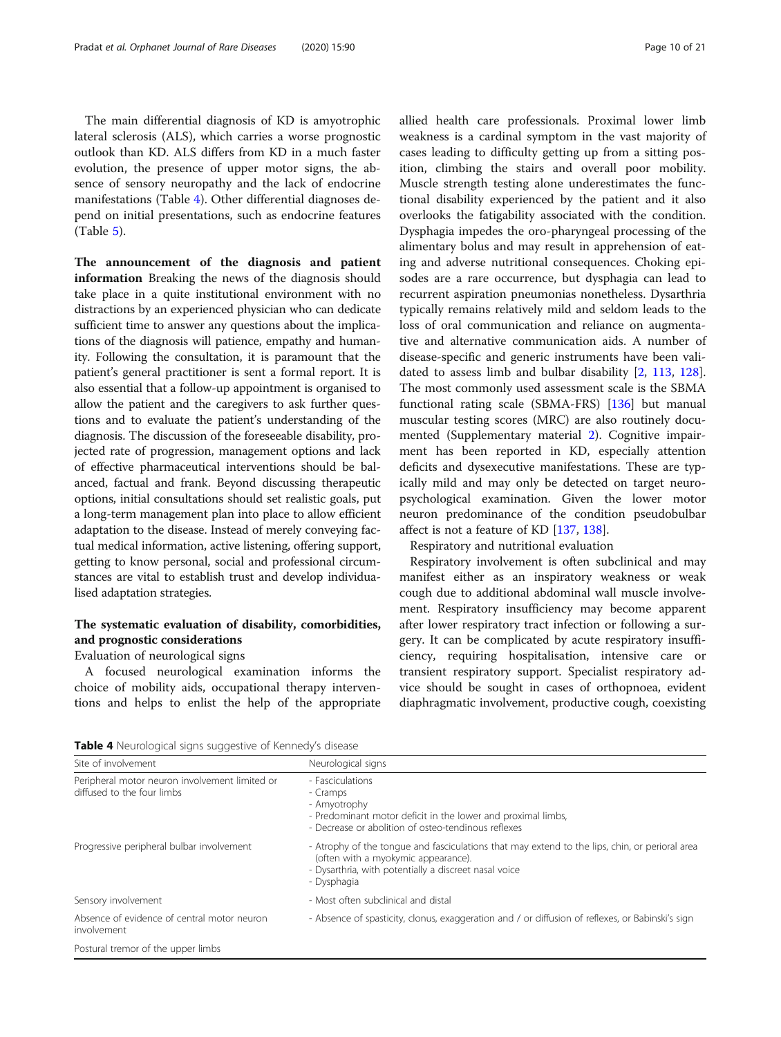The main differential diagnosis of KD is amyotrophic lateral sclerosis (ALS), which carries a worse prognostic outlook than KD. ALS differs from KD in a much faster evolution, the presence of upper motor signs, the absence of sensory neuropathy and the lack of endocrine manifestations (Table 4). Other differential diagnoses depend on initial presentations, such as endocrine features (Table 5).

**The announcement of the diagnosis and patient information** Breaking the news of the diagnosis should take place in a quite institutional environment with no distractions by an experienced physician who can dedicate sufficient time to answer any questions about the implications of the diagnosis will patience, empathy and humanity. Following the consultation, it is paramount that the patient's general practitioner is sent a formal report. It is also essential that a follow-up appointment is organised to allow the patient and the caregivers to ask further questions and to evaluate the patient's understanding of the diagnosis. The discussion of the foreseeable disability, projected rate of progression, management options and lack of effective pharmaceutical interventions should be balanced, factual and frank. Beyond discussing therapeutic options, initial consultations should set realistic goals, put a long-term management plan into place to allow efficient adaptation to the disease. Instead of merely conveying factual medical information, active listening, offering support, getting to know personal, social and professional circumstances are vital to establish trust and develop individualised adaptation strategies.

## The systematic evaluation of disability, comorbidities, and prognostic considerations

Evaluation of neurological signs

A focused neurological examination informs the choice of mobility aids, occupational therapy interventions and helps to enlist the help of the appropriate allied health care professionals. Proximal lower limb weakness is a cardinal symptom in the vast majority of cases leading to difficulty getting up from a sitting position, climbing the stairs and overall poor mobility. Muscle strength testing alone underestimates the functional disability experienced by the patient and it also overlooks the fatigability associated with the condition. Dysphagia impedes the oro-pharyngeal processing of the alimentary bolus and may result in apprehension of eating and adverse nutritional consequences. Choking episodes are a rare occurrence, but dysphagia can lead to recurrent aspiration pneumonias nonetheless. Dysarthria typically remains relatively mild and seldom leads to the loss of oral communication and reliance on augmentative and alternative communication aids. A number of disease-specific and generic instruments have been validated to assess limb and bulbar disability [2, 113, 128]. The most commonly used assessment scale is the SBMA functional rating scale (SBMA-FRS) [136] but manual muscular testing scores (MRC) are also routinely documented (Supplementary material 2). Cognitive impairment has been reported in KD, especially attention deficits and dysexecutive manifestations. These are typically mild and may only be detected on target neuropsychological examination. Given the lower motor neuron predominance of the condition pseudobulbar affect is not a feature of KD [137, 138].

Respiratory and nutritional evaluation

Respiratory involvement is often subclinical and may manifest either as an inspiratory weakness or weak cough due to additional abdominal wall muscle involvement. Respiratory insufficiency may become apparent after lower respiratory tract infection or following a surgery. It can be complicated by acute respiratory insufficiency, requiring hospitalisation, intensive care or transient respiratory support. Specialist respiratory advice should be sought in cases of orthopnoea, evident diaphragmatic involvement, productive cough, coexisting

**Table 4** Neurological signs suggestive of Kennedy's disease

| Site of involvement | Neurological signs |
|---|---|
| Peripheral motor neuron involvement limited or diffused to the four limbs | - Fasciculations<br>- Cramps<br>- Amyotrophy<br>- Predominant motor deficit in the lower and proximal limbs,<br>- Decrease or abolition of osteo-tendinous reflexes |
| Progressive peripheral bulbar involvement | - Atrophy of the tongue and fasciculations that may extend to the lips, chin, or perioral area (often with a myokymic appearance).<br>- Dysarthria, with potentially a discreet nasal voice<br>- Dysphagia |
| Sensory involvement | - Most often subclinical and distal |
| Absence of evidence of central motor neuron involvement | - Absence of spasticity, clonus, exaggeration and / or diffusion of reflexes, or Babinski's sign |
| Postural tremor of the upper limbs | |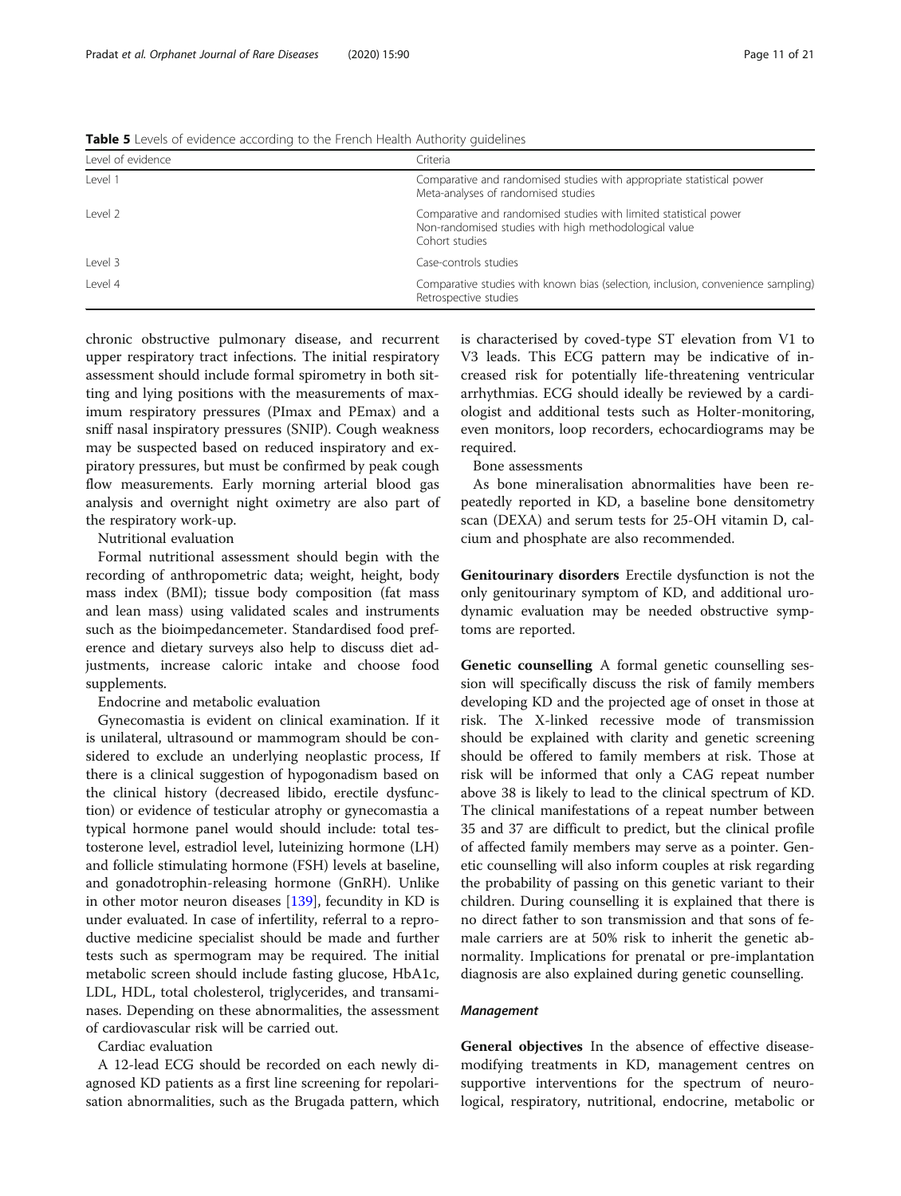**Table 5** Levels of evidence according to the French Health Authority guidelines

| Level of evidence | Criteria |
|---|---|
| Level 1 | Comparative and randomised studies with appropriate statistical power<br>Meta-analyses of randomised studies |
| Level 2 | Comparative and randomised studies with limited statistical power<br>Non-randomised studies with high methodological value<br>Cohort studies |
| Level 3 | Case-controls studies |
| Level 4 | Comparative studies with known bias (selection, inclusion, convenience sampling)<br>Retrospective studies |

chronic obstructive pulmonary disease, and recurrent upper respiratory tract infections. The initial respiratory assessment should include formal spirometry in both sitting and lying positions with the measurements of maximum respiratory pressures (PImax and PEmax) and a sniff nasal inspiratory pressures (SNIP). Cough weakness may be suspected based on reduced inspiratory and expiratory pressures, but must be confirmed by peak cough flow measurements. Early morning arterial blood gas analysis and overnight night oximetry are also part of the respiratory work-up.

Nutritional evaluation

Formal nutritional assessment should begin with the recording of anthropometric data; weight, height, body mass index (BMI); tissue body composition (fat mass and lean mass) using validated scales and instruments such as the bioimpedancemeter. Standardised food preference and dietary surveys also help to discuss diet adjustments, increase caloric intake and choose food supplements.

Endocrine and metabolic evaluation

Gynecomastia is evident on clinical examination. If it is unilateral, ultrasound or mammogram should be considered to exclude an underlying neoplastic process, If there is a clinical suggestion of hypogonadism based on the clinical history (decreased libido, erectile dysfunction) or evidence of testicular atrophy or gynecomastia a typical hormone panel would should include: total testosterone level, estradiol level, luteinizing hormone (LH) and follicle stimulating hormone (FSH) levels at baseline, and gonadotrophin-releasing hormone (GnRH). Unlike in other motor neuron diseases [139], fecundity in KD is under evaluated. In case of infertility, referral to a reproductive medicine specialist should be made and further tests such as spermogram may be required. The initial metabolic screen should include fasting glucose, HbA1c, LDL, HDL, total cholesterol, triglycerides, and transaminases. Depending on these abnormalities, the assessment of cardiovascular risk will be carried out.

Cardiac evaluation

A 12-lead ECG should be recorded on each newly diagnosed KD patients as a first line screening for repolarisation abnormalities, such as the Brugada pattern, which is characterised by coved-type ST elevation from V1 to V3 leads. This ECG pattern may be indicative of increased risk for potentially life-threatening ventricular arrhythmias. ECG should ideally be reviewed by a cardiologist and additional tests such as Holter-monitoring, even monitors, loop recorders, echocardiograms may be required.

Bone assessments

As bone mineralisation abnormalities have been repeatedly reported in KD, a baseline bone densitometry scan (DEXA) and serum tests for 25-OH vitamin D, calcium and phosphate are also recommended.

**Genitourinary disorders** Erectile dysfunction is not the only genitourinary symptom of KD, and additional urodynamic evaluation may be needed obstructive symptoms are reported.

**Genetic counselling** A formal genetic counselling session will specifically discuss the risk of family members developing KD and the projected age of onset in those at risk. The X-linked recessive mode of transmission should be explained with clarity and genetic screening should be offered to family members at risk. Those at risk will be informed that only a CAG repeat number above 38 is likely to lead to the clinical spectrum of KD. The clinical manifestations of a repeat number between 35 and 37 are difficult to predict, but the clinical profile of affected family members may serve as a pointer. Genetic counselling will also inform couples at risk regarding the probability of passing on this genetic variant to their children. During counselling it is explained that there is no direct father to son transmission and that sons of female carriers are at 50% risk to inherit the genetic abnormality. Implications for prenatal or pre-implantation diagnosis are also explained during genetic counselling.

### *Management*

**General objectives** In the absence of effective disease-modifying treatments in KD, management centres on supportive interventions for the spectrum of neurological, respiratory, nutritional, endocrine, metabolic or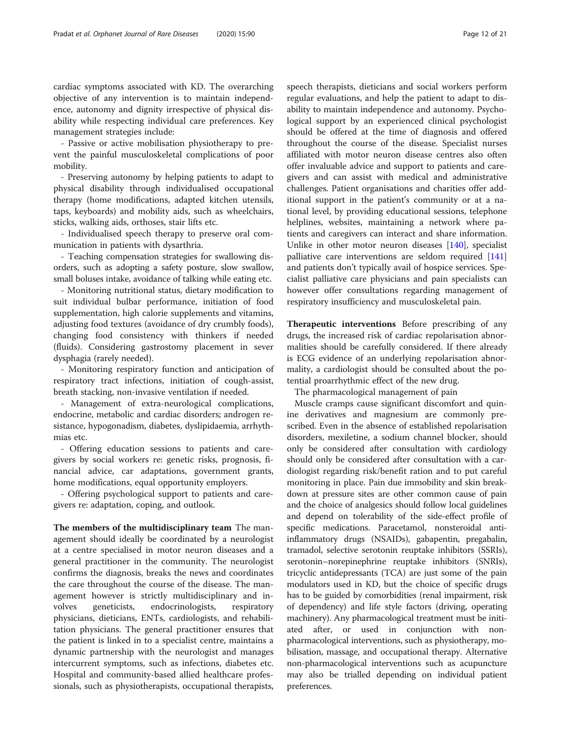cardiac symptoms associated with KD. The overarching objective of any intervention is to maintain independence, autonomy and dignity irrespective of physical disability while respecting individual care preferences. Key management strategies include:

- Passive or active mobilisation physiotherapy to prevent the painful musculoskeletal complications of poor mobility.

- Preserving autonomy by helping patients to adapt to physical disability through individualised occupational therapy (home modifications, adapted kitchen utensils, taps, keyboards) and mobility aids, such as wheelchairs, sticks, walking aids, orthoses, stair lifts etc.

- Individualised speech therapy to preserve oral communication in patients with dysarthria.

- Teaching compensation strategies for swallowing disorders, such as adopting a safety posture, slow swallow, small boluses intake, avoidance of talking while eating etc.

- Monitoring nutritional status, dietary modification to suit individual bulbar performance, initiation of food supplementation, high calorie supplements and vitamins, adjusting food textures (avoidance of dry crumbly foods), changing food consistency with thinkers if needed (fluids). Considering gastrostomy placement in sever dysphagia (rarely needed).

- Monitoring respiratory function and anticipation of respiratory tract infections, initiation of cough-assist, breath stacking, non-invasive ventilation if needed.

- Management of extra-neurological complications, endocrine, metabolic and cardiac disorders; androgen resistance, hypogonadism, diabetes, dyslipidaemia, arrhythmias etc.

- Offering education sessions to patients and caregivers by social workers re: genetic risks, prognosis, financial advice, car adaptations, government grants, home modifications, equal opportunity employers.

- Offering psychological support to patients and caregivers re: adaptation, coping, and outlook.

**The members of the multidisciplinary team** The management should ideally be coordinated by a neurologist at a centre specialised in motor neuron diseases and a general practitioner in the community. The neurologist confirms the diagnosis, breaks the news and coordinates the care throughout the course of the disease. The management however is strictly multidisciplinary and involves geneticists, endocrinologists, respiratory physicians, dieticians, ENTs, cardiologists, and rehabilitation physicians. The general practitioner ensures that the patient is linked in to a specialist centre, maintains a dynamic partnership with the neurologist and manages intercurrent symptoms, such as infections, diabetes etc. Hospital and community-based allied healthcare professionals, such as physiotherapists, occupational therapists, speech therapists, dieticians and social workers perform regular evaluations, and help the patient to adapt to disability to maintain independence and autonomy. Psychological support by an experienced clinical psychologist should be offered at the time of diagnosis and offered throughout the course of the disease. Specialist nurses affiliated with motor neuron disease centres also often offer invaluable advice and support to patients and caregivers and can assist with medical and administrative challenges. Patient organisations and charities offer additional support in the patient's community or at a national level, by providing educational sessions, telephone helplines, websites, maintaining a network where patients and caregivers can interact and share information. Unlike in other motor neuron diseases [140], specialist palliative care interventions are seldom required [141] and patients don't typically avail of hospice services. Specialist palliative care physicians and pain specialists can however offer consultations regarding management of respiratory insufficiency and musculoskeletal pain.

**Therapeutic interventions** Before prescribing of any drugs, the increased risk of cardiac repolarisation abnormalities should be carefully considered. If there already is ECG evidence of an underlying repolarisation abnormality, a cardiologist should be consulted about the potential proarrhythmic effect of the new drug.

The pharmacological management of pain

Muscle cramps cause significant discomfort and quinine derivatives and magnesium are commonly prescribed. Even in the absence of established repolarisation disorders, mexiletine, a sodium channel blocker, should only be considered after consultation with cardiology should only be considered after consultation with a cardiologist regarding risk/benefit ration and to put careful monitoring in place. Pain due immobility and skin breakdown at pressure sites are other common cause of pain and the choice of analgesics should follow local guidelines and depend on tolerability of the side-effect profile of specific medications. Paracetamol, nonsteroidal anti-inflammatory drugs (NSAIDs), gabapentin, pregabalin, tramadol, selective serotonin reuptake inhibitors (SSRIs), serotonin–norepinephrine reuptake inhibitors (SNRIs), tricyclic antidepressants (TCA) are just some of the pain modulators used in KD, but the choice of specific drugs has to be guided by comorbidities (renal impairment, risk of dependency) and life style factors (driving, operating machinery). Any pharmacological treatment must be initiated after, or used in conjunction with non-pharmacological interventions, such as physiotherapy, mobilisation, massage, and occupational therapy. Alternative non-pharmacological interventions such as acupuncture may also be trialled depending on individual patient preferences.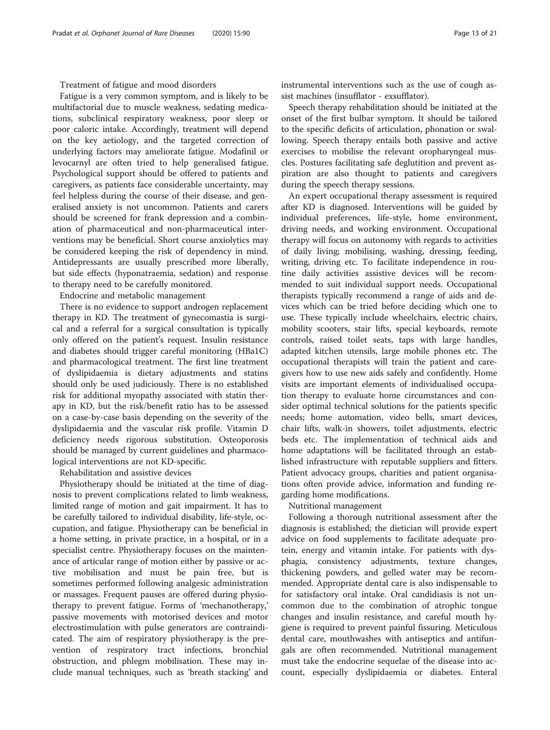### Treatment of fatigue and mood disorders

Fatigue is a very common symptom, and is likely to be multifactorial due to muscle weakness, sedating medications, subclinical respiratory weakness, poor sleep or poor caloric intake. Accordingly, treatment will depend on the key aetiology, and the targeted correction of underlying factors may ameliorate fatigue. Modafinil or levocarnyl are often tried to help generalised fatigue. Psychological support should be offered to patients and caregivers, as patients face considerable uncertainty, may feel helpless during the course of their disease, and generalised anxiety is not uncommon. Patients and carers should be screened for frank depression and a combination of pharmaceutical and non-pharmaceutical interventions may be beneficial. Short course anxiolytics may be considered keeping the risk of dependency in mind. Antidepressants are usually prescribed more liberally, but side effects (hyponatraemia, sedation) and response to therapy need to be carefully monitored.

### Endocrine and metabolic management

There is no evidence to support androgen replacement therapy in KD. The treatment of gynecomastia is surgical and a referral for a surgical consultation is typically only offered on the patient's request. Insulin resistance and diabetes should trigger careful monitoring (HBa1C) and pharmacological treatment. The first line treatment of dyslipidaemia is dietary adjustments and statins should only be used judiciously. There is no established risk for additional myopathy associated with statin therapy in KD, but the risk/benefit ratio has to be assessed on a case-by-case basis depending on the severity of the dyslipidaemia and the vascular risk profile. Vitamin D deficiency needs rigorous substitution. Osteoporosis should be managed by current guidelines and pharmacological interventions are not KD-specific.

### Rehabilitation and assistive devices

Physiotherapy should be initiated at the time of diagnosis to prevent complications related to limb weakness, limited range of motion and gait impairment. It has to be carefully tailored to individual disability, life-style, occupation, and fatigue. Physiotherapy can be beneficial in a home setting, in private practice, in a hospital, or in a specialist centre. Physiotherapy focuses on the maintenance of articular range of motion either by passive or active mobilisation and must be pain free, but is sometimes performed following analgesic administration or massages. Frequent pauses are offered during physiotherapy to prevent fatigue. Forms of 'mechanotherapy,' passive movements with motorised devices and motor electrostimulation with pulse generators are contraindicated. The aim of respiratory physiotherapy is the prevention of respiratory tract infections, bronchial obstruction, and phlegm mobilisation. These may include manual techniques, such as 'breath stacking' and instrumental interventions such as the use of cough assist machines (insufflator - exsufflator).

Speech therapy rehabilitation should be initiated at the onset of the first bulbar symptom. It should be tailored to the specific deficits of articulation, phonation or swallowing. Speech therapy entails both passive and active exercises to mobilise the relevant oropharyngeal muscles. Postures facilitating safe deglutition and prevent aspiration are also thought to patients and caregivers during the speech therapy sessions.

An expert occupational therapy assessment is required after KD is diagnosed. Interventions will be guided by individual preferences, life-style, home environment, driving needs, and working environment. Occupational therapy will focus on autonomy with regards to activities of daily living; mobilising, washing, dressing, feeding, writing, driving etc. To facilitate independence in routine daily activities assistive devices will be recommended to suit individual support needs. Occupational therapists typically recommend a range of aids and devices which can be tried before deciding which one to use. These typically include wheelchairs, electric chairs, mobility scooters, stair lifts, special keyboards, remote controls, raised toilet seats, taps with large handles, adapted kitchen utensils, large mobile phones etc. The occupational therapists will train the patient and caregivers how to use new aids safely and confidently. Home visits are important elements of individualised occupation therapy to evaluate home circumstances and consider optimal technical solutions for the patients specific needs; home automation, video bells, smart devices, chair lifts, walk-in showers, toilet adjustments, electric beds etc. The implementation of technical aids and home adaptations will be facilitated through an established infrastructure with reputable suppliers and fitters. Patient advocacy groups, charities and patient organisations often provide advice, information and funding regarding home modifications.

### Nutritional management

Following a thorough nutritional assessment after the diagnosis is established; the dietician will provide expert advice on food supplements to facilitate adequate protein, energy and vitamin intake. For patients with dysphagia, consistency adjustments, texture changes, thickening powders, and gelled water may be recommended. Appropriate dental care is also indispensable to for satisfactory oral intake. Oral candidiasis is not uncommon due to the combination of atrophic tongue changes and insulin resistance, and careful mouth hygiene is required to prevent painful fissuring. Meticulous dental care, mouthwashes with antiseptics and antifungals are often recommended. Nutritional management must take the endocrine sequelae of the disease into account, especially dyslipidaemia or diabetes. Enteral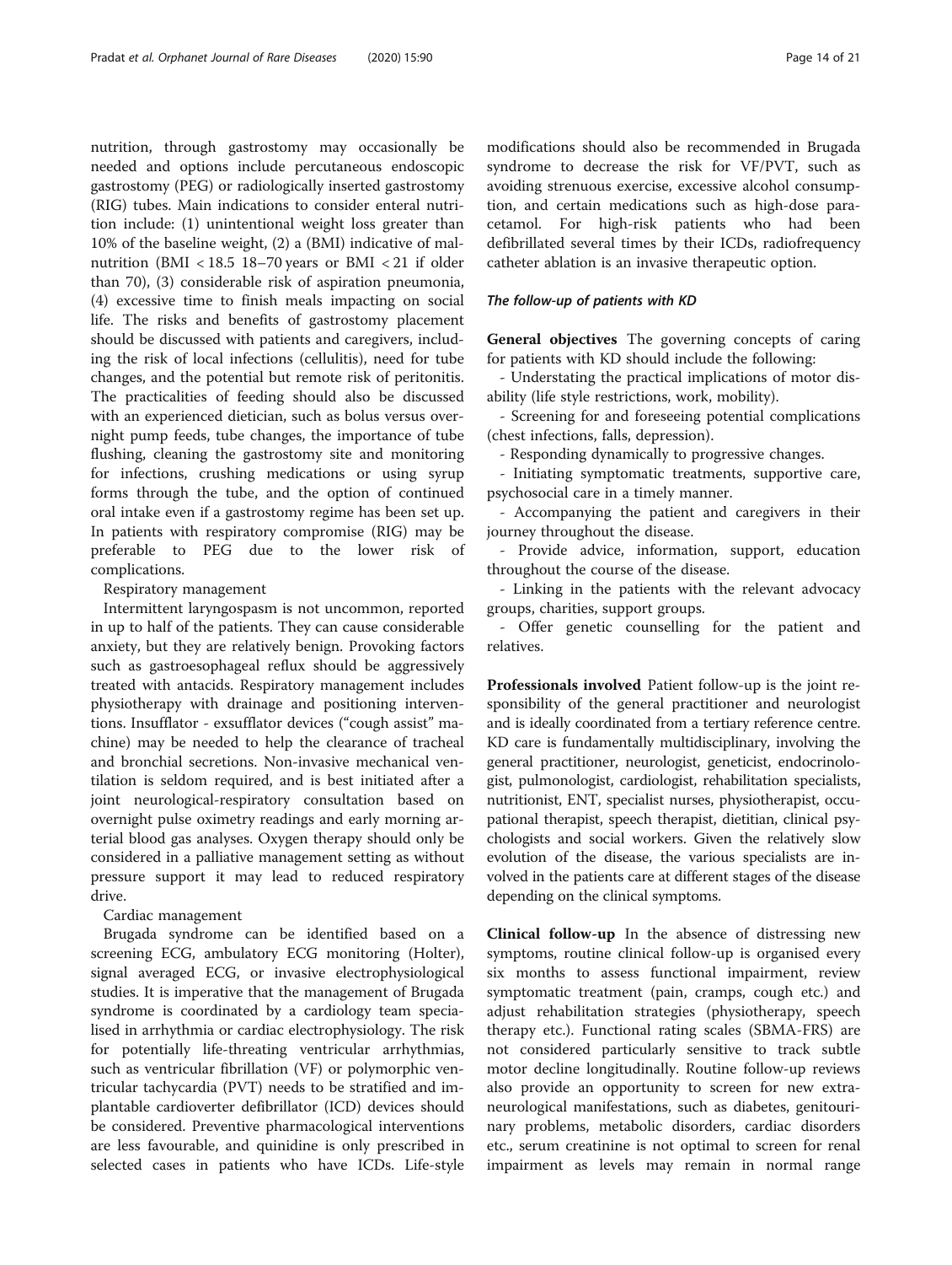nutrition, through gastrostomy may occasionally be needed and options include percutaneous endoscopic gastrostomy (PEG) or radiologically inserted gastrostomy (RIG) tubes. Main indications to consider enteral nutrition include: (1) unintentional weight loss greater than 10% of the baseline weight, (2) a (BMI) indicative of malnutrition (BMI < 18.5 18–70 years or BMI < 21 if older than 70), (3) considerable risk of aspiration pneumonia, (4) excessive time to finish meals impacting on social life. The risks and benefits of gastrostomy placement should be discussed with patients and caregivers, including the risk of local infections (cellulitis), need for tube changes, and the potential but remote risk of peritonitis. The practicalities of feeding should also be discussed with an experienced dietician, such as bolus versus overnight pump feeds, tube changes, the importance of tube flushing, cleaning the gastrostomy site and monitoring for infections, crushing medications or using syrup forms through the tube, and the option of continued oral intake even if a gastrostomy regime has been set up. In patients with respiratory compromise (RIG) may be preferable to PEG due to the lower risk of complications.

Respiratory management

Intermittent laryngospasm is not uncommon, reported in up to half of the patients. They can cause considerable anxiety, but they are relatively benign. Provoking factors such as gastroesophageal reflux should be aggressively treated with antacids. Respiratory management includes physiotherapy with drainage and positioning interventions. Insufflator - exsufflator devices ("cough assist" machine) may be needed to help the clearance of tracheal and bronchial secretions. Non-invasive mechanical ventilation is seldom required, and is best initiated after a joint neurological-respiratory consultation based on overnight pulse oximetry readings and early morning arterial blood gas analyses. Oxygen therapy should only be considered in a palliative management setting as without pressure support it may lead to reduced respiratory drive.

Cardiac management

Brugada syndrome can be identified based on a screening ECG, ambulatory ECG monitoring (Holter), signal averaged ECG, or invasive electrophysiological studies. It is imperative that the management of Brugada syndrome is coordinated by a cardiology team specialised in arrhythmia or cardiac electrophysiology. The risk for potentially life-threating ventricular arrhythmias, such as ventricular fibrillation (VF) or polymorphic ventricular tachycardia (PVT) needs to be stratified and implantable cardioverter defibrillator (ICD) devices should be considered. Preventive pharmacological interventions are less favourable, and quinidine is only prescribed in selected cases in patients who have ICDs. Life-style modifications should also be recommended in Brugada syndrome to decrease the risk for VF/PVT, such as avoiding strenuous exercise, excessive alcohol consumption, and certain medications such as high-dose paracetamol. For high-risk patients who had been defibrillated several times by their ICDs, radiofrequency catheter ablation is an invasive therapeutic option.

#### *The follow-up of patients with KD*

**General objectives** The governing concepts of caring for patients with KD should include the following:

- Understating the practical implications of motor disability (life style restrictions, work, mobility).
- Screening for and foreseeing potential complications (chest infections, falls, depression).
- Responding dynamically to progressive changes.
- Initiating symptomatic treatments, supportive care, psychosocial care in a timely manner.
- Accompanying the patient and caregivers in their journey throughout the disease.
- Provide advice, information, support, education throughout the course of the disease.
- Linking in the patients with the relevant advocacy groups, charities, support groups.
- Offer genetic counselling for the patient and relatives.

**Professionals involved** Patient follow-up is the joint responsibility of the general practitioner and neurologist and is ideally coordinated from a tertiary reference centre. KD care is fundamentally multidisciplinary, involving the general practitioner, neurologist, geneticist, endocrinologist, pulmonologist, cardiologist, rehabilitation specialists, nutritionist, ENT, specialist nurses, physiotherapist, occupational therapist, speech therapist, dietitian, clinical psychologists and social workers. Given the relatively slow evolution of the disease, the various specialists are involved in the patients care at different stages of the disease depending on the clinical symptoms.

**Clinical follow-up** In the absence of distressing new symptoms, routine clinical follow-up is organised every six months to assess functional impairment, review symptomatic treatment (pain, cramps, cough etc.) and adjust rehabilitation strategies (physiotherapy, speech therapy etc.). Functional rating scales (SBMA-FRS) are not considered particularly sensitive to track subtle motor decline longitudinally. Routine follow-up reviews also provide an opportunity to screen for new extra-neurological manifestations, such as diabetes, genitourinary problems, metabolic disorders, cardiac disorders etc., serum creatinine is not optimal to screen for renal impairment as levels may remain in normal range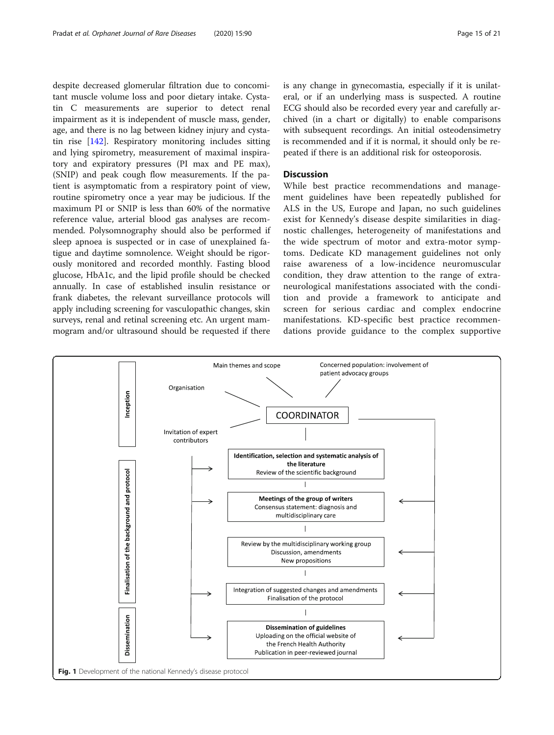despite decreased glomerular filtration due to concomitant muscle volume loss and poor dietary intake. Cystatin C measurements are superior to detect renal impairment as it is independent of muscle mass, gender, age, and there is no lag between kidney injury and cystatin rise [142]. Respiratory monitoring includes sitting and lying spirometry, measurement of maximal inspiratory and expiratory pressures (PI max and PE max), (SNIP) and peak cough flow measurements. If the patient is asymptomatic from a respiratory point of view, routine spirometry once a year may be judicious. If the maximum PI or SNIP is less than 60% of the normative reference value, arterial blood gas analyses are recommended. Polysomnography should also be performed if sleep apnoea is suspected or in case of unexplained fatigue and daytime somnolence. Weight should be rigorously monitored and recorded monthly. Fasting blood glucose, HbA1c, and the lipid profile should be checked annually. In case of established insulin resistance or frank diabetes, the relevant surveillance protocols will apply including screening for vasculopathic changes, skin surveys, renal and retinal screening etc. An urgent mammogram and/or ultrasound should be requested if there is any change in gynecomastia, especially if it is unilateral, or if an underlying mass is suspected. A routine ECG should also be recorded every year and carefully archived (in a chart or digitally) to enable comparisons with subsequent recordings. An initial osteodensimetry is recommended and if it is normal, it should only be repeated if there is an additional risk for osteoporosis.

## Discussion

While best practice recommendations and management guidelines have been repeatedly published for ALS in the US, Europe and Japan, no such guidelines exist for Kennedy's disease despite similarities in diagnostic challenges, heterogeneity of manifestations and the wide spectrum of motor and extra-motor symptoms. Dedicate KD management guidelines not only raise awareness of a low-incidence neuromuscular condition, they draw attention to the range of extra-neurological manifestations associated with the condition and provide a framework to anticipate and screen for serious cardiac and complex endocrine manifestations. KD-specific best practice recommendations provide guidance to the complex supportive

**Fig. 1** Development of the national Kennedy's disease protocol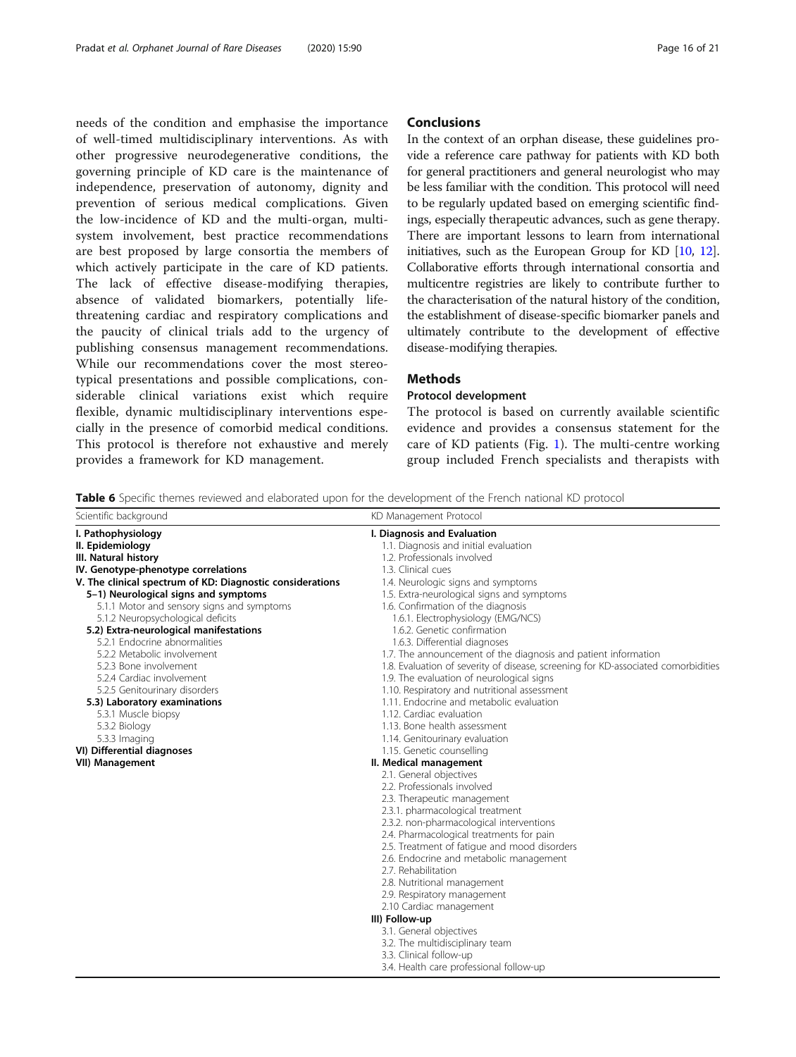needs of the condition and emphasise the importance of well-timed multidisciplinary interventions. As with other progressive neurodegenerative conditions, the governing principle of KD care is the maintenance of independence, preservation of autonomy, dignity and prevention of serious medical complications. Given the low-incidence of KD and the multi-organ, multi-system involvement, best practice recommendations are best proposed by large consortia the members of which actively participate in the care of KD patients. The lack of effective disease-modifying therapies, absence of validated biomarkers, potentially life-threatening cardiac and respiratory complications and the paucity of clinical trials add to the urgency of publishing consensus management recommendations. While our recommendations cover the most stereotypical presentations and possible complications, considerable clinical variations exist which require flexible, dynamic multidisciplinary interventions especially in the presence of comorbid medical conditions. This protocol is therefore not exhaustive and merely provides a framework for KD management.

## Conclusions

In the context of an orphan disease, these guidelines provide a reference care pathway for patients with KD both for general practitioners and general neurologist who may be less familiar with the condition. This protocol will need to be regularly updated based on emerging scientific findings, especially therapeutic advances, such as gene therapy. There are important lessons to learn from international initiatives, such as the European Group for KD [10, 12]. Collaborative efforts through international consortia and multicentre registries are likely to contribute further to the characterisation of the natural history of the condition, the establishment of disease-specific biomarker panels and ultimately contribute to the development of effective disease-modifying therapies.

## Methods

### Protocol development

The protocol is based on currently available scientific evidence and provides a consensus statement for the care of KD patients (Fig. 1). The multi-centre working group included French specialists and therapists with

**Table 6** Specific themes reviewed and elaborated upon for the development of the French national KD protocol

| Scientific background | KD Management Protocol |
|---|---|
| **I. Pathophysiology** | **I. Diagnosis and Evaluation** |
| **II. Epidemiology** | 1.1. Diagnosis and initial evaluation |
| **III. Natural history** | 1.2. Professionals involved |
| **IV. Genotype-phenotype correlations** | 1.3. Clinical cues |
| **V. The clinical spectrum of KD: Diagnostic considerations** | 1.4. Neurologic signs and symptoms |
| **5–1) Neurological signs and symptoms** | 1.5. Extra-neurological signs and symptoms |
| 5.1.1 Motor and sensory signs and symptoms | 1.6. Confirmation of the diagnosis |
| 5.1.2 Neuropsychological deficits | 1.6.1. Electrophysiology (EMG/NCS) |
| **5.2) Extra-neurological manifestations** | 1.6.2. Genetic confirmation |
| 5.2.1 Endocrine abnormalities | 1.6.3. Differential diagnoses |
| 5.2.2 Metabolic involvement | 1.7. The announcement of the diagnosis and patient information |
| 5.2.3 Bone involvement | 1.8. Evaluation of severity of disease, screening for KD-associated comorbidities |
| 5.2.4 Cardiac involvement | 1.9. The evaluation of neurological signs |
| 5.2.5 Genitourinary disorders | 1.10. Respiratory and nutritional assessment |
| **5.3) Laboratory examinations** | 1.11. Endocrine and metabolic evaluation |
| 5.3.1 Muscle biopsy | 1.12. Cardiac evaluation |
| 5.3.2 Biology | 1.13. Bone health assessment |
| 5.3.3 Imaging | 1.14. Genitourinary evaluation |
| **VI) Differential diagnoses** | 1.15. Genetic counselling |
| **VII) Management** | **II. Medical management** |
| | 2.1. General objectives |
| | 2.2. Professionals involved |
| | 2.3. Therapeutic management |
| | 2.3.1. pharmacological treatment |
| | 2.3.2. non-pharmacological interventions |
| | 2.4. Pharmacological treatments for pain |
| | 2.5. Treatment of fatigue and mood disorders |
| | 2.6. Endocrine and metabolic management |
| | 2.7. Rehabilitation |
| | 2.8. Nutritional management |
| | 2.9. Respiratory management |
| | 2.10 Cardiac management |
| | **III) Follow-up** |
| | 3.1. General objectives |
| | 3.2. The multidisciplinary team |
| | 3.3. Clinical follow-up |
| | 3.4. Health care professional follow-up |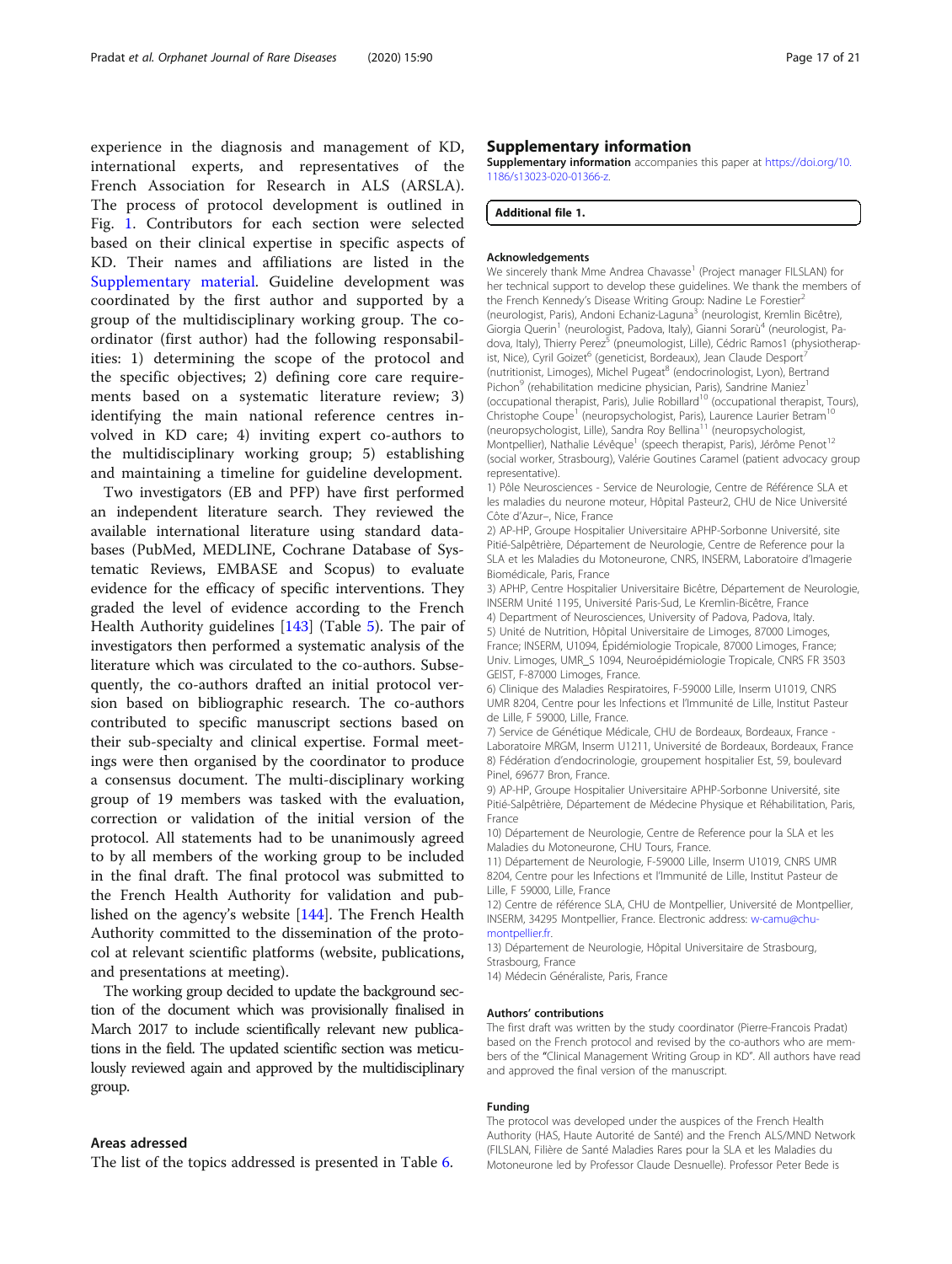experience in the diagnosis and management of KD, international experts, and representatives of the French Association for Research in ALS (ARSLA). The process of protocol development is outlined in Fig. 1. Contributors for each section were selected based on their clinical expertise in specific aspects of KD. Their names and affiliations are listed in the Supplementary material. Guideline development was coordinated by the first author and supported by a group of the multidisciplinary working group. The co-ordinator (first author) had the following responsabilities: 1) determining the scope of the protocol and the specific objectives; 2) defining core care requirements based on a systematic literature review; 3) identifying the main national reference centres involved in KD care; 4) inviting expert co-authors to the multidisciplinary working group; 5) establishing and maintaining a timeline for guideline development.

Two investigators (EB and PFP) have first performed an independent literature search. They reviewed the available international literature using standard databases (PubMed, MEDLINE, Cochrane Database of Systematic Reviews, EMBASE and Scopus) to evaluate evidence for the efficacy of specific interventions. They graded the level of evidence according to the French Health Authority guidelines [143] (Table 5). The pair of investigators then performed a systematic analysis of the literature which was circulated to the co-authors. Subsequently, the co-authors drafted an initial protocol version based on bibliographic research. The co-authors contributed to specific manuscript sections based on their sub-specialty and clinical expertise. Formal meetings were then organised by the coordinator to produce a consensus document. The multi-disciplinary working group of 19 members was tasked with the evaluation, correction or validation of the initial version of the protocol. All statements had to be unanimously agreed to by all members of the working group to be included in the final draft. The final protocol was submitted to the French Health Authority for validation and published on the agency's website [144]. The French Health Authority committed to the dissemination of the protocol at relevant scientific platforms (website, publications, and presentations at meeting).

The working group decided to update the background section of the document which was provisionally finalised in March 2017 to include scientifically relevant new publications in the field. The updated scientific section was meticulously reviewed again and approved by the multidisciplinary group.

### Areas adressed

The list of the topics addressed is presented in Table 6.

## Supplementary information

**Supplementary information** accompanies this paper at https://doi.org/10.1186/s13023-020-01366-z.

**Additional file 1.**

#### Acknowledgements

We sincerely thank Mme Andrea Chavasse[1] (Project manager FILSLAN) for her technical support to develop these guidelines. We thank the members of the French Kennedy's Disease Writing Group: Nadine Le Forestier[2] (neurologist, Paris), Andoni Echaniz-Laguna[3] (neurologist, Kremlin Bicêtre), Giorgia Querin[1] (neurologist, Padova, Italy), Gianni Sorarù[4] (neurologist, Padova, Italy), Thierry Perez[5] (pneumologist, Lille), Cédric Ramos1 (physiotherapist, Nice), Cyril Goizet[6] (geneticist, Bordeaux), Jean Claude Desport[7] (nutritionist, Limoges), Michel Pugeat[8] (endocrinologist, Lyon), Bertrand Pichon[9] (rehabilitation medicine physician, Paris), Sandrine Maniez[1] (occupational therapist, Paris), Julie Robillard[10] (occupational therapist, Tours), Christophe Coupe[1] (neuropsychologist, Paris), Laurence Laurier Betram[10] (neuropsychologist, Lille), Sandra Roy Bellina[11] (neuropsychologist, Montpellier), Nathalie Lévêque[1] (speech therapist, Paris), Jérôme Penot[12] (social worker, Strasbourg), Valérie Goutines Caramel (patient advocacy group representative).

1) Pôle Neurosciences - Service de Neurologie, Centre de Référence SLA et les maladies du neurone moteur, Hôpital Pasteur2, CHU de Nice Université Côte d'Azur–, Nice, France
2) AP-HP, Groupe Hospitalier Universitaire APHP-Sorbonne Université, site Pitié-Salpêtrière, Département de Neurologie, Centre de Reference pour la SLA et les Maladies du Motoneurone, CNRS, INSERM, Laboratoire d'Imagerie Biomédicale, Paris, France
3) APHP, Centre Hospitalier Universitaire Bicêtre, Département de Neurologie, INSERM Unité 1195, Université Paris-Sud, Le Kremlin-Bicêtre, France
4) Department of Neurosciences, University of Padova, Padova, Italy.
5) Unité de Nutrition, Hôpital Universitaire de Limoges, 87000 Limoges, France; INSERM, U1094, Épidémiologie Tropicale, 87000 Limoges, France; Univ. Limoges, UMR_S 1094, Neuroépidémiologie Tropicale, CNRS FR 3503 GEIST, F-87000 Limoges, France.
6) Clinique des Maladies Respiratoires, F-59000 Lille, Inserm U1019, CNRS UMR 8204, Centre pour les Infections et l'Immunité de Lille, Institut Pasteur de Lille, F 59000, Lille, France.
7) Service de Génétique Médicale, CHU de Bordeaux, Bordeaux, France - Laboratoire MRGM, Inserm U1211, Université de Bordeaux, Bordeaux, France
8) Fédération d'endocrinologie, groupement hospitalier Est, 59, boulevard Pinel, 69677 Bron, France.
9) AP-HP, Groupe Hospitalier Universitaire APHP-Sorbonne Université, site Pitié-Salpêtrière, Département de Médecine Physique et Réhabilitation, Paris, France
10) Département de Neurologie, Centre de Reference pour la SLA et les Maladies du Motoneurone, CHU Tours, France.
11) Département de Neurologie, F-59000 Lille, Inserm U1019, CNRS UMR 8204, Centre pour les Infections et l'Immunité de Lille, Institut Pasteur de Lille, F 59000, Lille, France
12) Centre de référence SLA, CHU de Montpellier, Université de Montpellier, INSERM, 34295 Montpellier, France. Electronic address: w-camu@chu-montpellier.fr.
13) Département de Neurologie, Hôpital Universitaire de Strasbourg, Strasbourg, France
14) Médecin Généraliste, Paris, France

#### Authors' contributions

The first draft was written by the study coordinator (Pierre-Francois Pradat) based on the French protocol and revised by the co-authors who are members of the "Clinical Management Writing Group in KD". All authors have read and approved the final version of the manuscript.

#### Funding

The protocol was developed under the auspices of the French Health Authority (HAS, Haute Autorité de Santé) and the French ALS/MND Network (FILSLAN, Filière de Santé Maladies Rares pour la SLA et les Maladies du Motoneurone led by Professor Claude Desnuelle). Professor Peter Bede is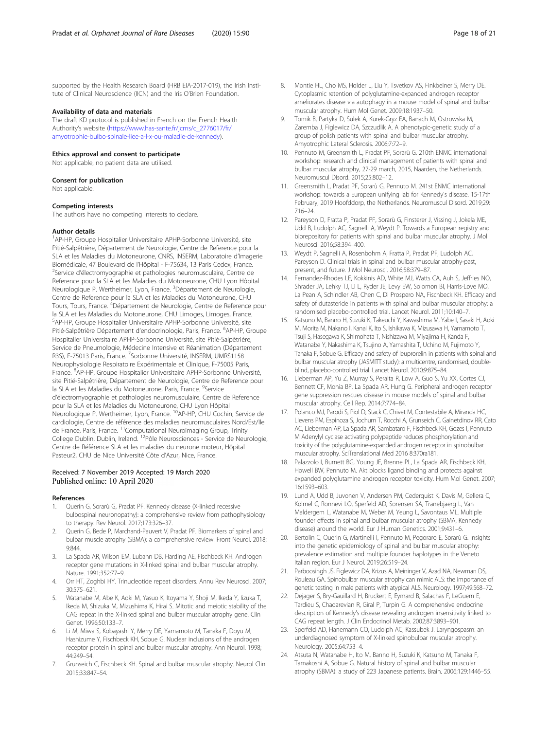supported by the Health Research Board (HRB EIA-2017-019), the Irish Institute of Clinical Neuroscience (IICN) and the Iris O'Brien Foundation.

#### Availability of data and materials

The draft KD protocol is published in French on the French Health Authority's website (https://www.has-sante.fr/jcms/c_2776017/fr/amyotrophie-bulbo-spinale-liee-a-l-x-ou-maladie-de-kennedy).

#### Ethics approval and consent to participate

Not applicable, no patient data are utilised.

#### Consent for publication

Not applicable.

#### Competing interests

The authors have no competing interests to declare.

#### Author details

[1]AP-HP, Groupe Hospitalier Universitaire APHP-Sorbonne Université, site Pitié-Salpêtrière, Département de Neurologie, Centre de Reference pour la SLA et les Maladies du Motoneurone, CNRS, INSERM, Laboratoire d'Imagerie Biomédicale, 47 Boulevard de l'Hôpital - F-75634, 13 Paris Cedex, France. [2]Service d'électromyographie et pathologies neuromusculaire, Centre de Reference pour la SLA et les Maladies du Motoneurone, CHU Lyon Hôpital Neurologique P. Wertheimer, Lyon, France. [3]Département de Neurologie, Centre de Reference pour la SLA et les Maladies du Motoneurone, CHU Tours, Tours, France. [4]Département de Neurologie, Centre de Reference pour la SLA et les Maladies du Motoneurone, CHU Limoges, Limoges, France. [5]AP-HP, Groupe Hospitalier Universitaire APHP-Sorbonne Université, site Pitié-Salpêtrière Département d'endocrinologie, Paris, France. [6]AP-HP, Groupe Hospitalier Universitaire APHP-Sorbonne Université, site Pitié-Salpêtrière, Service de Pneumologie, Médecine Intensive et Réanimation (Département R3S), F-75013 Paris, France. [7]Sorbonne Université, INSERM, UMRS1158 Neurophysiologie Respiratoire Expérimentale et Clinique, F-75005 Paris, France. [8]AP-HP, Groupe Hospitalier Universitaire APHP-Sorbonne Université, site Pitié-Salpêtrière, Département de Neurologie, Centre de Reference pour la SLA et les Maladies du Motoneurone, Paris, France. [9]Service d'électromyographie et pathologies neuromusculaire, Centre de Reference pour la SLA et les Maladies du Motoneurone, CHU Lyon Hôpital Neurologique P. Wertheimer, Lyon, France. [10]AP-HP, CHU Cochin, Service de cardiologie, Centre de référence des maladies neuromusculaires Nord/Est/Ile de France, Paris, France. [11]Computational Neuroimaging Group, Trinity College Dublin, Dublin, Ireland. [12]Pôle Neurosciences - Service de Neurologie, Centre de Référence SLA et les maladies du neurone moteur, Hôpital Pasteur2, CHU de Nice Université Côte d'Azur, Nice, France.

Received: 7 November 2019 Accepted: 19 March 2020
Published online: 10 April 2020

#### References

1. Querin G, Sorarù G, Pradat PF. Kennedy disease (X-linked recessive bulbospinal neuronopathy): a comprehensive review from pathophysiology to therapy. Rev Neurol. 2017;173:326–37.
2. Querin G, Bede P, Marchand-Pauvert V, Pradat PF. Biomarkers of spinal and bulbar muscle atrophy (SBMA): a comprehensive review. Front Neurol. 2018;9:844.
3. La Spada AR, Wilson EM, Lubahn DB, Harding AE, Fischbeck KH. Androgen receptor gene mutations in X-linked spinal and bulbar muscular atrophy. Nature. 1991;352:77–9.
4. Orr HT, Zoghbi HY. Trinucleotide repeat disorders. Annu Rev Neurosci. 2007;30:575–621.
5. Watanabe M, Abe K, Aoki M, Yasuo K, Itoyama Y, Shoji M, Ikeda Y, Iizuka T, Ikeda M, Shizuka M, Mizushima K, Hirai S. Mitotic and meiotic stability of the CAG repeat in the X-linked spinal and bulbar muscular atrophy gene. Clin Genet. 1996;50:133–7.
6. Li M, Miwa S, Kobayashi Y, Merry DE, Yamamoto M, Tanaka F, Doyu M, Hashizume Y, Fischbeck KH, Sobue G. Nuclear inclusions of the androgen receptor protein in spinal and bulbar muscular atrophy. Ann Neurol. 1998;44:249–54.
7. Grunseich C, Fischbeck KH. Spinal and bulbar muscular atrophy. Neurol Clin. 2015;33:847–54.
8. Montie HL, Cho MS, Holder L, Liu Y, Tsvetkov AS, Finkbeiner S, Merry DE. Cytoplasmic retention of polyglutamine-expanded androgen receptor ameliorates disease via autophagy in a mouse model of spinal and bulbar muscular atrophy. Hum Mol Genet. 2009;18:1937–50.
9. Tomik B, Partyka D, Sulek A, Kurek-Gryz EA, Banach M, Ostrowska M, Zaremba J, Figlewicz DA, Szczudlik A. A phenotypic-genetic study of a group of polish patients with spinal and bulbar muscular atrophy. Amyotrophic Lateral Sclerosis. 2006;7:72–9.
10. Pennuto M, Greensmith L, Pradat PF, Sorarù G. 210th ENMC international workshop: research and clinical management of patients with spinal and bulbar muscular atrophy, 27-29 march, 2015, Naarden, the Netherlands. Neuromuscul Disord. 2015;25:802–12.
11. Greensmith L, Pradat PF, Sorarù G, Pennuto M. 241st ENMC international workshop: towards a European unifying lab for Kennedy's disease. 15-17th February, 2019 Hoofddorp, the Netherlands. Neuromuscul Disord. 2019;29:716–24.
12. Pareyson D, Fratta P, Pradat PF, Sorarù G, Finsterer J, Vissing J, Jokela ME, Udd B, Ludolph AC, Sagnelli A, Weydt P. Towards a European registry and biorepository for patients with spinal and bulbar muscular atrophy. J Mol Neurosci. 2016;58:394–400.
13. Weydt P, Sagnelli A, Rosenbohm A, Fratta P, Pradat PF, Ludolph AC, Pareyson D. Clinical trials in spinal and bulbar muscular atrophy-past, present, and future. J Mol Neurosci. 2016;58:379–87.
14. Fernandez-Rhodes LE, Kokkinis AD, White MJ, Watts CA, Auh S, Jeffries NO, Shrader JA, Lehky TJ, Li L, Ryder JE, Levy EW, Solomon BI, Harris-Love MO, La Pean A, Schindler AB, Chen C, Di Prospero NA, Fischbeck KH. Efficacy and safety of dutasteride in patients with spinal and bulbar muscular atrophy: a randomised placebo-controlled trial. Lancet Neurol. 2011;10:140–7.
15. Katsuno M, Banno H, Suzuki K, Takeuchi Y, Kawashima M, Yabe I, Sasaki H, Aoki M, Morita M, Nakano I, Kanai K, Ito S, Ishikawa K, Mizusawa H, Yamamoto T, Tsuji S, Hasegawa K, Shimohata T, Nishizawa M, Miyajima H, Kanda F, Watanabe Y, Nakashima K, Tsujino A, Yamashita T, Uchino M, Fujimoto Y, Tanaka F, Sobue G. Efficacy and safety of leuprorelin in patients with spinal and bulbar muscular atrophy (JASMITT study): a multicentre, randomised, double-blind, placebo-controlled trial. Lancet Neurol. 2010;9:875–84.
16. Lieberman AP, Yu Z, Murray S, Peralta R, Low A, Guo S, Yu XX, Cortes CJ, Bennett CF, Monia BP, La Spada AR, Hung G. Peripheral androgen receptor gene suppression rescues disease in mouse models of spinal and bulbar muscular atrophy. Cell Rep. 2014;7:774–84.
17. Polanco MJ, Parodi S, Piol D, Stack C, Chivet M, Contestabile A, Miranda HC, Lievens PM, Espinoza S, Jochum T, Rocchi A, Grunseich C, Gainetdinov RR, Cato AC, Lieberman AP, La Spada AR, Sambataro F, Fischbeck KH, Gozes I, Pennuto M Adenylyl cyclase activating polypeptide reduces phosphorylation and toxicity of the polyglutamine-expanded androgen receptor in spinobulbar muscular atrophy. SciTranslational Med 2016 8:370ra181.
18. Palazzolo I, Burnett BG, Young JE, Brenne PL, La Spada AR, Fischbeck KH, Howell BW, Pennuto M. Akt blocks ligand binding and protects against expanded polyglutamine androgen receptor toxicity. Hum Mol Genet. 2007;16:1593–603.
19. Lund A, Udd B, Juvonen V, Andersen PM, Cederquist K, Davis M, Gellera C, Kolmel C, Ronnevi LO, Sperfeld AD, Sorensen SA, Tranebjaerg L, Van Maldergem L, Watanabe M, Weber M, Yeung L, Savontaus ML. Multiple founder effects in spinal and bulbar muscular atrophy (SBMA, Kennedy disease) around the world. Eur J Human Genetics. 2001;9:431–6.
20. Bertolin C, Querin G, Martinelli I, Pennuto M, Pegoraro E, Sorarù G. Insights into the genetic epidemiology of spinal and bulbar muscular atrophy: prevalence estimation and multiple founder haplotypes in the Veneto Italian region. Eur J Neurol. 2019;26:519–24.
21. Parboosingh JS, Figlewicz DA, Krizus A, Meininger V, Azad NA, Newman DS, Rouleau GA. Spinobulbar muscular atrophy can mimic ALS: the importance of genetic testing in male patients with atypical ALS. Neurology. 1997;49:568–72.
22. Dejager S, Bry-Gauillard H, Bruckert E, Eymard B, Salachas F, LeGuern E, Tardieu S, Chadarevian R, Giral P, Turpin G. A comprehensive endocrine description of Kennedy's disease revealing androgen insensitivity linked to CAG repeat length. J Clin Endocrinol Metab. 2002;87:3893–901.
23. Sperfeld AD, Hanemann CO, Ludolph AC, Kassubek J. Laryngospasm: an underdiagnosed symptom of X-linked spinobulbar muscular atrophy. Neurology. 2005;64:753–4.
24. Atsuta N, Watanabe H, Ito M, Banno H, Suzuki K, Katsuno M, Tanaka F, Tamakoshi A, Sobue G. Natural history of spinal and bulbar muscular atrophy (SBMA): a study of 223 Japanese patients. Brain. 2006;129:1446–55.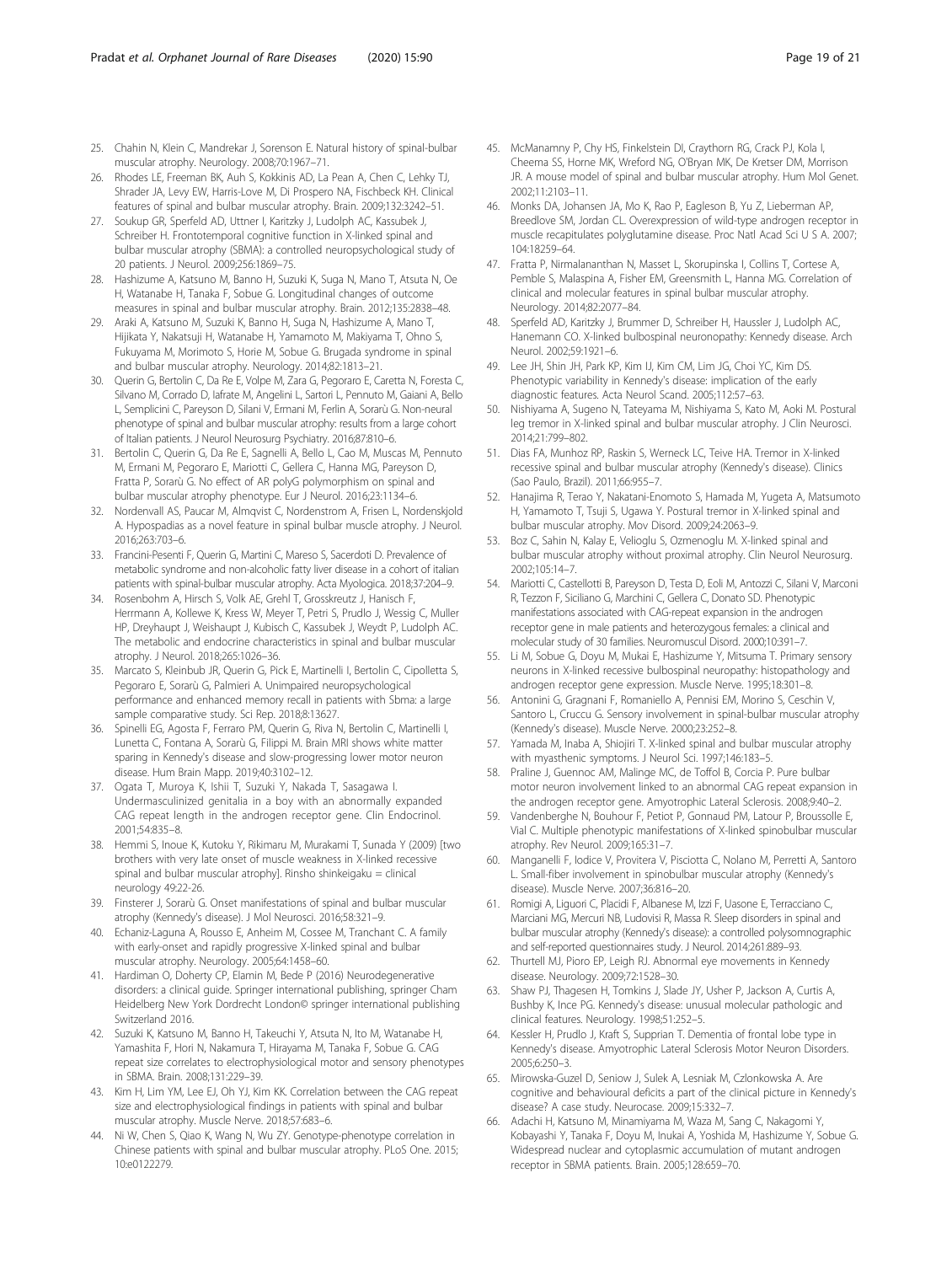25. Chahin N, Klein C, Mandrekar J, Sorenson E. Natural history of spinal-bulbar muscular atrophy. Neurology. 2008;70:1967–71.
26. Rhodes LE, Freeman BK, Auh S, Kokkinis AD, La Pean A, Chen C, Lehky TJ, Shrader JA, Levy EW, Harris-Love M, Di Prospero NA, Fischbeck KH. Clinical features of spinal and bulbar muscular atrophy. Brain. 2009;132:3242–51.
27. Soukup GR, Sperfeld AD, Uttner I, Karitzky J, Ludolph AC, Kassubek J, Schreiber H. Frontotemporal cognitive function in X-linked spinal and bulbar muscular atrophy (SBMA): a controlled neuropsychological study of 20 patients. J Neurol. 2009;256:1869–75.
28. Hashizume A, Katsuno M, Banno H, Suzuki K, Suga N, Mano T, Atsuta N, Oe H, Watanabe H, Tanaka F, Sobue G. Longitudinal changes of outcome measures in spinal and bulbar muscular atrophy. Brain. 2012;135:2838–48.
29. Araki A, Katsuno M, Suzuki K, Banno H, Suga N, Hashizume A, Mano T, Hijikata Y, Nakatsuji H, Watanabe H, Yamamoto M, Makiyama T, Ohno S, Fukuyama M, Morimoto S, Horie M, Sobue G. Brugada syndrome in spinal and bulbar muscular atrophy. Neurology. 2014;82:1813–21.
30. Querin G, Bertolin C, Da Re E, Volpe M, Zara G, Pegoraro E, Caretta N, Foresta C, Silvano M, Corrado D, Iafrate M, Angelini L, Sartori L, Pennuto M, Gaiani A, Bello L, Semplicini C, Pareyson D, Silani V, Ermani M, Ferlin A, Sorarù G. Non-neural phenotype of spinal and bulbar muscular atrophy: results from a large cohort of Italian patients. J Neurol Neurosurg Psychiatry. 2016;87:810–6.
31. Bertolin C, Querin G, Da Re E, Sagnelli A, Bello L, Cao M, Muscas M, Pennuto M, Ermani M, Pegoraro E, Mariotti C, Gellera C, Hanna MG, Pareyson D, Fratta P, Sorarù G. No effect of AR polyG polymorphism on spinal and bulbar muscular atrophy phenotype. Eur J Neurol. 2016;23:1134–6.
32. Nordenvall AS, Paucar M, Almqvist C, Nordenstrom A, Frisen L, Nordenskjold A. Hypospadias as a novel feature in spinal bulbar muscle atrophy. J Neurol. 2016;263:703–6.
33. Francini-Pesenti F, Querin G, Martini C, Mareso S, Sacerdoti D. Prevalence of metabolic syndrome and non-alcoholic fatty liver disease in a cohort of italian patients with spinal-bulbar muscular atrophy. Acta Myologica. 2018;37:204–9.
34. Rosenbohm A, Hirsch S, Volk AE, Grehl T, Grosskreutz J, Hanisch F, Herrmann A, Kollewe K, Kress W, Meyer T, Petri S, Prudlo J, Wessig C, Muller HP, Dreyhaupt J, Weishaupt J, Kubisch C, Kassubek J, Weydt P, Ludolph AC. The metabolic and endocrine characteristics in spinal and bulbar muscular atrophy. J Neurol. 2018;265:1026–36.
35. Marcato S, Kleinbub JR, Querin G, Pick E, Martinelli I, Bertolin C, Cipolletta S, Pegoraro E, Sorarù G, Palmieri A. Unimpaired neuropsychological performance and enhanced memory recall in patients with Sbma: a large sample comparative study. Sci Rep. 2018;8:13627.
36. Spinelli EG, Agosta F, Ferraro PM, Querin G, Riva N, Bertolin C, Martinelli I, Lunetta C, Fontana A, Sorarù G, Filippi M. Brain MRI shows white matter sparing in Kennedy's disease and slow-progressing lower motor neuron disease. Hum Brain Mapp. 2019;40:3102–12.
37. Ogata T, Muroya K, Ishii T, Suzuki Y, Nakada T, Sasagawa I. Undermasculinized genitalia in a boy with an abnormally expanded CAG repeat length in the androgen receptor gene. Clin Endocrinol. 2001;54:835–8.
38. Hemmi S, Inoue K, Kutoku Y, Rikimaru M, Murakami T, Sunada Y (2009) [two brothers with very late onset of muscle weakness in X-linked recessive spinal and bulbar muscular atrophy]. Rinsho shinkeigaku = clinical neurology 49:22-26.
39. Finsterer J, Sorarù G. Onset manifestations of spinal and bulbar muscular atrophy (Kennedy's disease). J Mol Neurosci. 2016;58:321–9.
40. Echaniz-Laguna A, Rousso E, Anheim M, Cossee M, Tranchant C. A family with early-onset and rapidly progressive X-linked spinal and bulbar muscular atrophy. Neurology. 2005;64:1458–60.
41. Hardiman O, Doherty CP, Elamin M, Bede P (2016) Neurodegenerative disorders: a clinical guide. Springer international publishing, springer Cham Heidelberg New York Dordrecht London© springer international publishing Switzerland 2016.
42. Suzuki K, Katsuno M, Banno H, Takeuchi Y, Atsuta N, Ito M, Watanabe H, Yamashita F, Hori N, Nakamura T, Hirayama M, Tanaka F, Sobue G. CAG repeat size correlates to electrophysiological motor and sensory phenotypes in SBMA. Brain. 2008;131:229–39.
43. Kim H, Lim YM, Lee EJ, Oh YJ, Kim KK. Correlation between the CAG repeat size and electrophysiological findings in patients with spinal and bulbar muscular atrophy. Muscle Nerve. 2018;57:683–6.
44. Ni W, Chen S, Qiao K, Wang N, Wu ZY. Genotype-phenotype correlation in Chinese patients with spinal and bulbar muscular atrophy. PLoS One. 2015; 10:e0122279.
45. McManamny P, Chy HS, Finkelstein DI, Craythorn RG, Crack PJ, Kola I, Cheema SS, Horne MK, Wreford NG, O'Bryan MK, De Kretser DM, Morrison JR. A mouse model of spinal and bulbar muscular atrophy. Hum Mol Genet. 2002;11:2103–11.
46. Monks DA, Johansen JA, Mo K, Rao P, Eagleson B, Yu Z, Lieberman AP, Breedlove SM, Jordan CL. Overexpression of wild-type androgen receptor in muscle recapitulates polyglutamine disease. Proc Natl Acad Sci U S A. 2007; 104:18259–64.
47. Fratta P, Nirmalananthan N, Masset L, Skorupinska I, Collins T, Cortese A, Pemble S, Malaspina A, Fisher EM, Greensmith L, Hanna MG. Correlation of clinical and molecular features in spinal bulbar muscular atrophy. Neurology. 2014;82:2077–84.
48. Sperfeld AD, Karitzky J, Brummer D, Schreiber H, Haussler J, Ludolph AC, Hanemann CO. X-linked bulbospinal neuronopathy: Kennedy disease. Arch Neurol. 2002;59:1921–6.
49. Lee JH, Shin JH, Park KP, Kim IJ, Kim CM, Lim JG, Choi YC, Kim DS. Phenotypic variability in Kennedy's disease: implication of the early diagnostic features. Acta Neurol Scand. 2005;112:57–63.
50. Nishiyama A, Sugeno N, Tateyama M, Nishiyama S, Kato M, Aoki M. Postural leg tremor in X-linked spinal and bulbar muscular atrophy. J Clin Neurosci. 2014;21:799–802.
51. Dias FA, Munhoz RP, Raskin S, Werneck LC, Teive HA. Tremor in X-linked recessive spinal and bulbar muscular atrophy (Kennedy's disease). Clinics (Sao Paulo, Brazil). 2011;66:955–7.
52. Hanajima R, Terao Y, Nakatani-Enomoto S, Hamada M, Yugeta A, Matsumoto H, Yamamoto T, Tsuji S, Ugawa Y. Postural tremor in X-linked spinal and bulbar muscular atrophy. Mov Disord. 2009;24:2063–9.
53. Boz C, Sahin N, Kalay E, Velioglu S, Ozmenoglu M. X-linked spinal and bulbar muscular atrophy without proximal atrophy. Clin Neurol Neurosurg. 2002;105:14–7.
54. Mariotti C, Castellotti B, Pareyson D, Testa D, Eoli M, Antozzi C, Silani V, Marconi R, Tezzon F, Siciliano G, Marchini C, Gellera C, Donato SD. Phenotypic manifestations associated with CAG-repeat expansion in the androgen receptor gene in male patients and heterozygous females: a clinical and molecular study of 30 families. Neuromuscul Disord. 2000;10:391–7.
55. Li M, Sobue G, Doyu M, Mukai E, Hashizume Y, Mitsuma T. Primary sensory neurons in X-linked recessive bulbospinal neuropathy: histopathology and androgen receptor gene expression. Muscle Nerve. 1995;18:301–8.
56. Antonini G, Gragnani F, Romaniello A, Pennisi EM, Morino S, Ceschin V, Santoro L, Cruccu G. Sensory involvement in spinal-bulbar muscular atrophy (Kennedy's disease). Muscle Nerve. 2000;23:252–8.
57. Yamada M, Inaba A, Shiojiri T. X-linked spinal and bulbar muscular atrophy with myasthenic symptoms. J Neurol Sci. 1997;146:183–5.
58. Praline J, Guennoc AM, Malinge MC, de Toffol B, Corcia P. Pure bulbar motor neuron involvement linked to an abnormal CAG repeat expansion in the androgen receptor gene. Amyotrophic Lateral Sclerosis. 2008;9:40–2.
59. Vandenberghe N, Bouhour F, Petiot P, Gonnaud PM, Latour P, Broussolle E, Vial C. Multiple phenotypic manifestations of X-linked spinobulbar muscular atrophy. Rev Neurol. 2009;165:31–7.
60. Manganelli F, Iodice V, Provitera V, Pisciotta C, Nolano M, Perretti A, Santoro L. Small-fiber involvement in spinobulbar muscular atrophy (Kennedy's disease). Muscle Nerve. 2007;36:816–20.
61. Romigi A, Liguori C, Placidi F, Albanese M, Izzi F, Uasone E, Terracciano C, Marciani MG, Mercuri NB, Ludovisi R, Massa R. Sleep disorders in spinal and bulbar muscular atrophy (Kennedy's disease): a controlled polysomnographic and self-reported questionnaires study. J Neurol. 2014;261:889–93.
62. Thurtell MJ, Pioro EP, Leigh RJ. Abnormal eye movements in Kennedy disease. Neurology. 2009;72:1528–30.
63. Shaw PJ, Thagesen H, Tomkins J, Slade JY, Usher P, Jackson A, Curtis A, Bushby K, Ince PG. Kennedy's disease: unusual molecular pathologic and clinical features. Neurology. 1998;51:252–5.
64. Kessler H, Prudlo J, Kraft S, Supprian T. Dementia of frontal lobe type in Kennedy's disease. Amyotrophic Lateral Sclerosis Motor Neuron Disorders. 2005;6:250–3.
65. Mirowska-Guzel D, Seniow J, Sulek A, Lesniak M, Czlonkowska A. Are cognitive and behavioural deficits a part of the clinical picture in Kennedy's disease? A case study. Neurocase. 2009;15:332–7.
66. Adachi H, Katsuno M, Minamiyama M, Waza M, Sang C, Nakagomi Y, Kobayashi Y, Tanaka F, Doyu M, Inukai A, Yoshida M, Hashizume Y, Sobue G. Widespread nuclear and cytoplasmic accumulation of mutant androgen receptor in SBMA patients. Brain. 2005;128:659–70.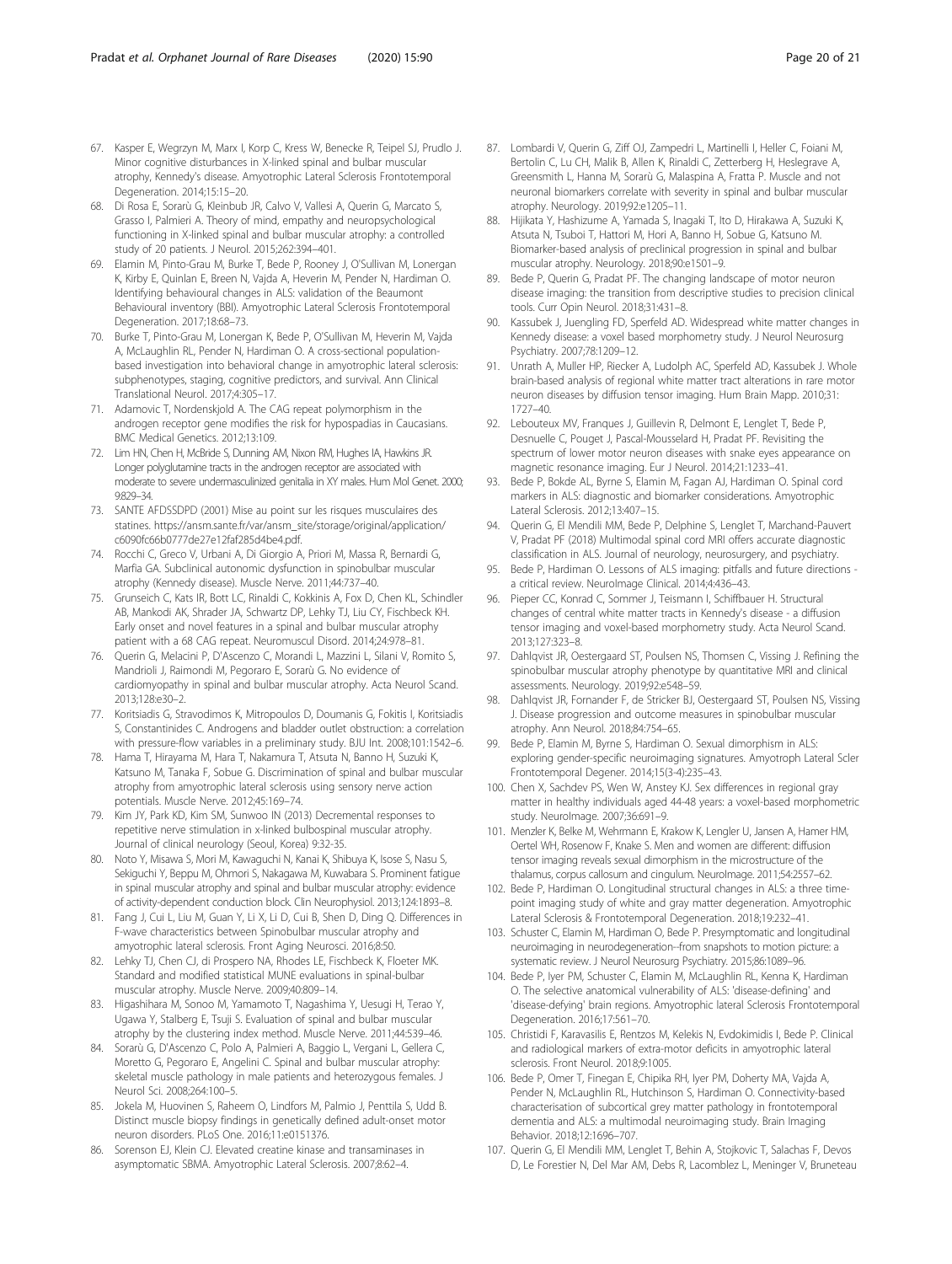67. Kasper E, Wegrzyn M, Marx I, Korp C, Kress W, Benecke R, Teipel SJ, Prudlo J. Minor cognitive disturbances in X-linked spinal and bulbar muscular atrophy, Kennedy's disease. Amyotrophic Lateral Sclerosis Frontotemporal Degeneration. 2014;15:15–20.
68. Di Rosa E, Sorarù G, Kleinbub JR, Calvo V, Vallesi A, Querin G, Marcato S, Grasso I, Palmieri A. Theory of mind, empathy and neuropsychological functioning in X-linked spinal and bulbar muscular atrophy: a controlled study of 20 patients. J Neurol. 2015;262:394–401.
69. Elamin M, Pinto-Grau M, Burke T, Bede P, Rooney J, O'Sullivan M, Lonergan K, Kirby E, Quinlan E, Breen N, Vajda A, Heverin M, Pender N, Hardiman O. Identifying behavioural changes in ALS: validation of the Beaumont Behavioural inventory (BBI). Amyotrophic Lateral Sclerosis Frontotemporal Degeneration. 2017;18:68–73.
70. Burke T, Pinto-Grau M, Lonergan K, Bede P, O'Sullivan M, Heverin M, Vajda A, McLaughlin RL, Pender N, Hardiman O. A cross-sectional population-based investigation into behavioral change in amyotrophic lateral sclerosis: subphenotypes, staging, cognitive predictors, and survival. Ann Clinical Translational Neurol. 2017;4:305–17.
71. Adamovic T, Nordenskjold A. The CAG repeat polymorphism in the androgen receptor gene modifies the risk for hypospadias in Caucasians. BMC Medical Genetics. 2012;13:109.
72. Lim HN, Chen H, McBride S, Dunning AM, Nixon RM, Hughes IA, Hawkins JR. Longer polyglutamine tracts in the androgen receptor are associated with moderate to severe undermasculinized genitalia in XY males. Hum Mol Genet. 2000; 9:829–34.
73. SANTE AFDSSDPD (2001) Mise au point sur les risques musculaires des statines. https://ansm.sante.fr/var/ansm_site/storage/original/application/c6090fc66b0777de27e12faf285d4be4.pdf.
74. Rocchi C, Greco V, Urbani A, Di Giorgio A, Priori M, Massa R, Bernardi G, Marfia GA. Subclinical autonomic dysfunction in spinobulbar muscular atrophy (Kennedy disease). Muscle Nerve. 2011;44:737–40.
75. Grunseich C, Kats IR, Bott LC, Rinaldi C, Kokkinis A, Fox D, Chen KL, Schindler AB, Mankodi AK, Shrader JA, Schwartz DP, Lehky TJ, Liu CY, Fischbeck KH. Early onset and novel features in a spinal and bulbar muscular atrophy patient with a 68 CAG repeat. Neuromuscul Disord. 2014;24:978–81.
76. Querin G, Melacini P, D'Ascenzo C, Morandi L, Mazzini L, Silani V, Romito S, Mandrioli J, Raimondi M, Pegoraro E, Sorarù G. No evidence of cardiomyopathy in spinal and bulbar muscular atrophy. Acta Neurol Scand. 2013;128:e30–2.
77. Koritsiadis G, Stravodimos K, Mitropoulos D, Doumanis G, Fokitis I, Koritsiadis S, Constantinides C. Androgens and bladder outlet obstruction: a correlation with pressure-flow variables in a preliminary study. BJU Int. 2008;101:1542–6.
78. Hama T, Hirayama M, Hara T, Nakamura T, Atsuta N, Banno H, Suzuki K, Katsuno M, Tanaka F, Sobue G. Discrimination of spinal and bulbar muscular atrophy from amyotrophic lateral sclerosis using sensory nerve action potentials. Muscle Nerve. 2012;45:169–74.
79. Kim JY, Park KD, Kim SM, Sunwoo IN (2013) Decremental responses to repetitive nerve stimulation in x-linked bulbospinal muscular atrophy. Journal of clinical neurology (Seoul, Korea) 9:32-35.
80. Noto Y, Misawa S, Mori M, Kawaguchi N, Kanai K, Shibuya K, Isose S, Nasu S, Sekiguchi Y, Beppu M, Ohmori S, Nakagawa M, Kuwabara S. Prominent fatigue in spinal muscular atrophy and spinal and bulbar muscular atrophy: evidence of activity-dependent conduction block. Clin Neurophysiol. 2013;124:1893–8.
81. Fang J, Cui L, Liu M, Guan Y, Li X, Li D, Cui B, Shen D, Ding Q. Differences in F-wave characteristics between Spinobulbar muscular atrophy and amyotrophic lateral sclerosis. Front Aging Neurosci. 2016;8:50.
82. Lehky TJ, Chen CJ, di Prospero NA, Rhodes LE, Fischbeck KH, Floeter MK. Standard and modified statistical MUNE evaluations in spinal-bulbar muscular atrophy. Muscle Nerve. 2009;40:809–14.
83. Higashihara M, Sonoo M, Yamamoto T, Nagashima Y, Uesugi H, Terao Y, Ugawa Y, Stalberg E, Tsuji S. Evaluation of spinal and bulbar muscular atrophy by the clustering index method. Muscle Nerve. 2011;44:539–46.
84. Sorarù G, D'Ascenzo C, Polo A, Palmieri A, Baggio L, Vergani L, Gellera C, Moretto G, Pegoraro E, Angelini C. Spinal and bulbar muscular atrophy: skeletal muscle pathology in male patients and heterozygous females. J Neurol Sci. 2008;264:100–5.
85. Jokela M, Huovinen S, Raheem O, Lindfors M, Palmio J, Penttila S, Udd B. Distinct muscle biopsy findings in genetically defined adult-onset motor neuron disorders. PLoS One. 2016;11:e0151376.
86. Sorenson EJ, Klein CJ. Elevated creatine kinase and transaminases in asymptomatic SBMA. Amyotrophic Lateral Sclerosis. 2007;8:62–4.
87. Lombardi V, Querin G, Ziff OJ, Zampedri L, Martinelli I, Heller C, Foiani M, Bertolin C, Lu CH, Malik B, Allen K, Rinaldi C, Zetterberg H, Heslegrave A, Greensmith L, Hanna M, Sorarù G, Malaspina A, Fratta P. Muscle and not neuronal biomarkers correlate with severity in spinal and bulbar muscular atrophy. Neurology. 2019;92:e1205–11.
88. Hijikata Y, Hashizume A, Yamada S, Inagaki T, Ito D, Hirakawa A, Suzuki K, Atsuta N, Tsuboi T, Hattori M, Hori A, Banno H, Sobue G, Katsuno M. Biomarker-based analysis of preclinical progression in spinal and bulbar muscular atrophy. Neurology. 2018;90:e1501–9.
89. Bede P, Querin G, Pradat PF. The changing landscape of motor neuron disease imaging: the transition from descriptive studies to precision clinical tools. Curr Opin Neurol. 2018;31:431–8.
90. Kassubek J, Juengling FD, Sperfeld AD. Widespread white matter changes in Kennedy disease: a voxel based morphometry study. J Neurol Neurosurg Psychiatry. 2007;78:1209–12.
91. Unrath A, Muller HP, Riecker A, Ludolph AC, Sperfeld AD, Kassubek J. Whole brain-based analysis of regional white matter tract alterations in rare motor neuron diseases by diffusion tensor imaging. Hum Brain Mapp. 2010;31: 1727–40.
92. Lebouteux MV, Franques J, Guillevin R, Delmont E, Lenglet T, Bede P, Desnuelle C, Pouget J, Pascal-Mousselard H, Pradat PF. Revisiting the spectrum of lower motor neuron diseases with snake eyes appearance on magnetic resonance imaging. Eur J Neurol. 2014;21:1233–41.
93. Bede P, Bokde AL, Byrne S, Elamin M, Fagan AJ, Hardiman O. Spinal cord markers in ALS: diagnostic and biomarker considerations. Amyotrophic Lateral Sclerosis. 2012;13:407–15.
94. Querin G, El Mendili MM, Bede P, Delphine S, Lenglet T, Marchand-Pauvert V, Pradat PF (2018) Multimodal spinal cord MRI offers accurate diagnostic classification in ALS. Journal of neurology, neurosurgery, and psychiatry.
95. Bede P, Hardiman O. Lessons of ALS imaging: pitfalls and future directions - a critical review. NeuroImage Clinical. 2014;4:436–43.
96. Pieper CC, Konrad C, Sommer J, Teismann I, Schiffbauer H. Structural changes of central white matter tracts in Kennedy's disease - a diffusion tensor imaging and voxel-based morphometry study. Acta Neurol Scand. 2013;127:323–8.
97. Dahlqvist JR, Oestergaard ST, Poulsen NS, Thomsen C, Vissing J. Refining the spinobulbar muscular atrophy phenotype by quantitative MRI and clinical assessments. Neurology. 2019;92:e548–59.
98. Dahlqvist JR, Fornander F, de Stricker BJ, Oestergaard ST, Poulsen NS, Vissing J. Disease progression and outcome measures in spinobulbar muscular atrophy. Ann Neurol. 2018;84:754–65.
99. Bede P, Elamin M, Byrne S, Hardiman O. Sexual dimorphism in ALS: exploring gender-specific neuroimaging signatures. Amyotroph Lateral Scler Frontotemporal Degener. 2014;15(3-4):235–43.
100. Chen X, Sachdev PS, Wen W, Anstey KJ. Sex differences in regional gray matter in healthy individuals aged 44-48 years: a voxel-based morphometric study. NeuroImage. 2007;36:691–9.
101. Menzler K, Belke M, Wehrmann E, Krakow K, Lengler U, Jansen A, Hamer HM, Oertel WH, Rosenow F, Knake S. Men and women are different: diffusion tensor imaging reveals sexual dimorphism in the microstructure of the thalamus, corpus callosum and cingulum. NeuroImage. 2011;54:2557–62.
102. Bede P, Hardiman O. Longitudinal structural changes in ALS: a three time-point imaging study of white and gray matter degeneration. Amyotrophic Lateral Sclerosis & Frontotemporal Degeneration. 2018;19:232–41.
103. Schuster C, Elamin M, Hardiman O, Bede P. Presymptomatic and longitudinal neuroimaging in neurodegeneration--from snapshots to motion picture: a systematic review. J Neurol Neurosurg Psychiatry. 2015;86:1089–96.
104. Bede P, Iyer PM, Schuster C, Elamin M, McLaughlin RL, Kenna K, Hardiman O. The selective anatomical vulnerability of ALS: 'disease-defining' and 'disease-defying' brain regions. Amyotrophic lateral Sclerosis Frontotemporal Degeneration. 2016;17:561–70.
105. Christidi F, Karavasilis E, Rentzos M, Kelekis N, Evdokimidis I, Bede P. Clinical and radiological markers of extra-motor deficits in amyotrophic lateral sclerosis. Front Neurol. 2018;9:1005.
106. Bede P, Omer T, Finegan E, Chipika RH, Iyer PM, Doherty MA, Vajda A, Pender N, McLaughlin RL, Hutchinson S, Hardiman O. Connectivity-based characterisation of subcortical grey matter pathology in frontotemporal dementia and ALS: a multimodal neuroimaging study. Brain Imaging Behavior. 2018;12:1696–707.
107. Querin G, El Mendili MM, Lenglet T, Behin A, Stojkovic T, Salachas F, Devos D, Le Forestier N, Del Mar AM, Debs R, Lacomblez L, Meninger V, Bruneteau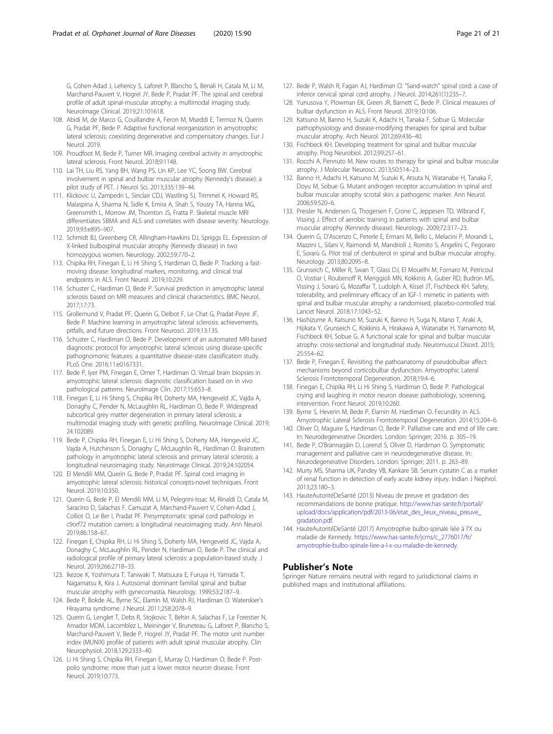G, Cohen-Adad J, Lehericy S, Laforet P, Blancho S, Benali H, Catala M, Li M, Marchand-Pauvert V, Hogrel JY, Bede P, Pradat PF. The spinal and cerebral profile of adult spinal-muscular atrophy: a multimodal imaging study. NeuroImage Clinical. 2019;21:101618.

108. Abidi M, de Marco G, Couillandre A, Feron M, Mseddi E, Termoz N, Querin G, Pradat PF, Bede P. Adaptive functional reorganization in amyotrophic lateral sclerosis: coexisting degenerative and compensatory changes. Eur J Neurol. 2019.
109. Proudfoot M, Bede P, Turner MR. Imaging cerebral activity in amyotrophic lateral sclerosis. Front Neurol. 2018;9:1148.
110. Lai TH, Liu RS, Yang BH, Wang PS, Lin KP, Lee YC, Soong BW. Cerebral involvement in spinal and bulbar muscular atrophy (Kennedy's disease): a pilot study of PET. J Neurol Sci. 2013;335:139–44.
111. Klickovic U, Zampedri L, Sinclair CDJ, Wastling SJ, Trimmel K, Howard RS, Malaspina A, Sharma N, Sidle K, Emira A, Shah S, Yousry TA, Hanna MG, Greensmith L, Morrow JM, Thornton JS, Fratta P. Skeletal muscle MRI differentiates SBMA and ALS and correlates with disease severity. Neurology. 2019;93:e895–907.
112. Schmidt BJ, Greenberg CR, Allingham-Hawkins DJ, Spriggs EL. Expression of X-linked bulbospinal muscular atrophy (Kennedy disease) in two homozygous women. Neurology. 2002;59:770–2.
113. Chipika RH, Finegan E, Li Hi Shing S, Hardiman O, Bede P. Tracking a fast-moving disease: longitudinal markers, monitoring, and clinical trial endpoints in ALS. Front Neurol. 2019;10:229.
114. Schuster C, Hardiman O, Bede P. Survival prediction in amyotrophic lateral sclerosis based on MRI measures and clinical characteristics. BMC Neurol. 2017;17:73.
115. Grollemund V, Pradat PF, Querin G, Delbot F, Le Chat G, Pradat-Peyre JF, Bede P. Machine learning in amyotrophic lateral sclerosis: achievements, pitfalls, and future directions. Front Neurosci. 2019;13:135.
116. Schuster C, Hardiman O, Bede P. Development of an automated MRI-based diagnostic protocol for amyotrophic lateral sclerosis using disease-specific pathognomonic features: a quantitative disease-state classification study. PLoS One. 2016;11:e0167331.
117. Bede P, Iyer PM, Finegan E, Omer T, Hardiman O. Virtual brain biopsies in amyotrophic lateral sclerosis: diagnostic classification based on in vivo pathological patterns. NeuroImage Clin. 2017;15:653–8.
118. Finegan E, Li Hi Shing S, Chipika RH, Doherty MA, Hengeveld JC, Vajda A, Donaghy C, Pender N, McLaughlin RL, Hardiman O, Bede P. Widespread subcortical grey matter degeneration in primary lateral sclerosis: a multimodal imaging study with genetic profiling. NeuroImage Clinical. 2019;24:102089.
119. Bede P, Chipika RH, Finegan E, Li Hi Shing S, Doherty MA, Hengeveld JC, Vajda A, Hutchinson S, Donaghy C, McLaughlin RL, Hardiman O. Brainstem pathology in amyotrophic lateral sclerosis and primary lateral sclerosis: a longitudinal neuroimaging study. NeuroImage Clinical. 2019;24:102054.
120. El Mendili MM, Querin G, Bede P, Pradat PF. Spinal cord imaging in amyotrophic lateral sclerosis: historical concepts-novel techniques. Front Neurol. 2019;10:350.
121. Querin G, Bede P, El Mendili MM, Li M, Pelegrini-Issac M, Rinaldi D, Catala M, Saracino D, Salachas F, Camuzat A, Marchand-Pauvert V, Cohen-Adad J, Colliot O, Le Ber I, Pradat PF. Presymptomatic spinal cord pathology in c9orf72 mutation carriers: a longitudinal neuroimaging study. Ann Neurol. 2019;86:158–67.
122. Finegan E, Chipika RH, Li Hi Shing S, Doherty MA, Hengeveld JC, Vajda A, Donaghy C, McLaughlin RL, Pender N, Hardiman O, Bede P. The clinical and radiological profile of primary lateral sclerosis: a population-based study. J Neurol. 2019;266:2718–33.
123. Ikezoe K, Yoshimura T, Taniwaki T, Matsuura E, Furuya H, Yamada T, Nagamatsu K, Kira J. Autosomal dominant familial spinal and bulbar muscular atrophy with gynecomastia. Neurology. 1999;53:2187–9.
124. Bede P, Bokde AL, Byrne SC, Elamin M, Walsh RJ, Hardiman O. Waterskier's Hirayama syndrome. J Neurol. 2011;258:2078–9.
125. Querin G, Lenglet T, Debs R, Stojkovic T, Behin A, Salachas F, Le Forestier N, Amador MDM, Lacomblez L, Meininger V, Bruneteau G, Laforet P, Blancho S, Marchand-Pauvert V, Bede P, Hogrel JY, Pradat PF. The motor unit number index (MUNIX) profile of patients with adult spinal muscular atrophy. Clin Neurophysiol. 2018;129:2333–40.
126. Li Hi Shing S, Chipika RH, Finegan E, Murray D, Hardiman O, Bede P. Post-polio syndrome: more than just a lower motor neuron disease. Front Neurol. 2019;10:773.
127. Bede P, Walsh R, Fagan AJ, Hardiman O. "Sand-watch" spinal cord: a case of inferior cervical spinal cord atrophy. J Neurol. 2014;261(1):235–7.
128. Yunusova Y, Plowman EK, Green JR, Barnett C, Bede P. Clinical measures of bulbar dysfunction in ALS. Front Neurol. 2019;10:106.
129. Katsuno M, Banno H, Suzuki K, Adachi H, Tanaka F, Sobue G. Molecular pathophysiology and disease-modifying therapies for spinal and bulbar muscular atrophy. Arch Neurol. 2012;69:436–40.
130. Fischbeck KH. Developing treatment for spinal and bulbar muscular atrophy. Prog Neurobiol. 2012;99:257–61.
131. Rocchi A, Pennuto M. New routes to therapy for spinal and bulbar muscular atrophy. J Molecular Neurosci. 2013;50:514–23.
132. Banno H, Adachi H, Katsuno M, Suzuki K, Atsuta N, Watanabe H, Tanaka F, Doyu M, Sobue G. Mutant androgen receptor accumulation in spinal and bulbar muscular atrophy scrotal skin: a pathogenic marker. Ann Neurol. 2006;59:520–6.
133. Preisler N, Andersen G, Thogersen F, Crone C, Jeppesen TD, Wibrand F, Vissing J. Effect of aerobic training in patients with spinal and bulbar muscular atrophy (Kennedy disease). Neurology. 2009;72:317–23.
134. Querin G, D'Ascenzo C, Peterle E, Ermani M, Bello L, Melacini P, Morandi L, Mazzini L, Silani V, Raimondi M, Mandrioli J, Romito S, Angelini C, Pegoraro E, Sorarù G. Pilot trial of clenbuterol in spinal and bulbar muscular atrophy. Neurology. 2013;80:2095–8.
135. Grunseich C, Miller R, Swan T, Glass DJ, El Mouelhi M, Fornaro M, Petricoul O, Vostiar I, Roubenoff R, Meriggioli MN, Kokkinis A, Guber RD, Budron MS, Vissing J, Sorarù G, Mozaffar T, Ludolph A, Kissel JT, Fischbeck KH. Safety, tolerability, and preliminary efficacy of an IGF-1 mimetic in patients with spinal and bulbar muscular atrophy: a randomised, placebo-controlled trial. Lancet Neurol. 2018;17:1043–52.
136. Hashizume A, Katsuno M, Suzuki K, Banno H, Suga N, Mano T, Araki A, Hijikata Y, Grunseich C, Kokkinis A, Hirakawa A, Watanabe H, Yamamoto M, Fischbeck KH, Sobue G. A functional scale for spinal and bulbar muscular atrophy: cross-sectional and longitudinal study. Neuromuscul Disord. 2015;25:554–62.
137. Bede P, Finegan E. Revisiting the pathoanatomy of pseudobulbar affect: mechanisms beyond corticobulbar dysfunction. Amyotrophic Lateral Sclerosis Frontotemporal Degeneration. 2018;19:4–6.
138. Finegan E, Chipika RH, Li Hi Shing S, Hardiman O, Bede P. Pathological crying and laughing in motor neuron disease: pathobiology, screening, intervention. Front Neurol. 2019;10:260.
139. Byrne S, Heverin M, Bede P, Elamin M, Hardiman O. Fecundity in ALS. Amyotrophic Lateral Sclerosis Frontotemporal Degeneration. 2014;15:204–6.
140. Oliver D, Maguire S, Hardiman O, Bede P. Palliative care and end of life care. In: Neurodegenerative Disorders. London: Springer; 2016. p. 305–19.
141. Bede P, O'Brannagáin D, Lorenzl S, Oliver D, Hardiman O. Symptomatic management and palliative care in neurodegenerative disease. In: Neurodegenerative Disorders. London: Springer; 2011. p. 263–89.
142. Murty MS, Sharma UK, Pandey VB, Kankare SB. Serum cystatin C as a marker of renal function in detection of early acute kidney injury. Indian J Nephrol. 2013;23:180–3.
143. HauteAutoritéDeSanté (2013) Niveau de preuve et gradation des recommandations de bonne pratique. http://www.has-sante.fr/portail/upload/docs/application/pdf/2013-06/etat_des_lieux_niveau_preuve_gradation.pdf.
144. HauteAutoritéDeSanté (2017) Amyotrophie bulbo-spinale liée à l'X ou maladie de Kennedy. https://www.has-sante.fr/jcms/c_2776017/fr/amyotrophie-bulbo-spinale-liee-a-l-x-ou-maladie-de-kennedy.

## Publisher's Note

Springer Nature remains neutral with regard to jurisdictional claims in published maps and institutional affiliations.